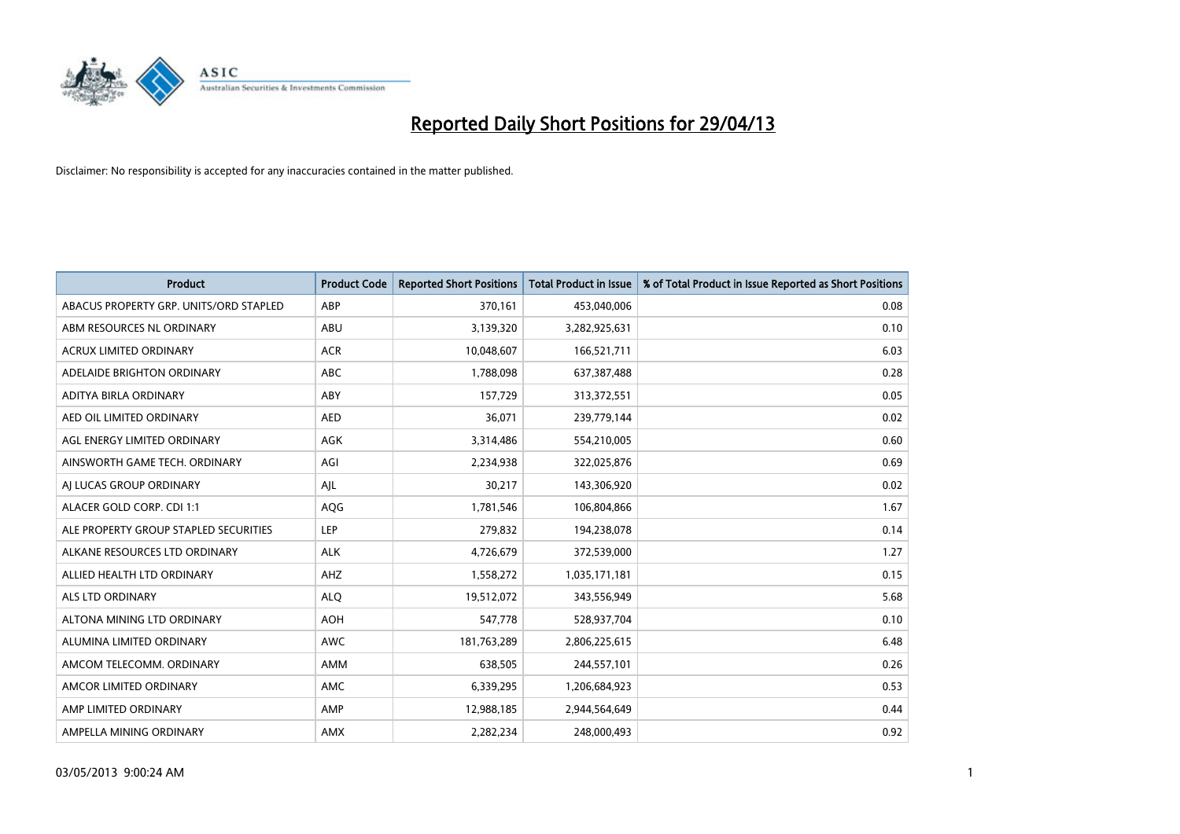# Reported Daily Short Positions for 29/04/13

Disclaimer: No responsibility is accepted for any inaccuracies contained in the matter published.

| Product | Product Code | Reported Short Positions | Total Product in Issue | % of Total Product in Issue Reported as Short Positions |
|---|---|---|---|---|
| ABACUS PROPERTY GRP. UNITS/ORD STAPLED | ABP | 370,161 | 453,040,006 | 0.08 |
| ABM RESOURCES NL ORDINARY | ABU | 3,139,320 | 3,282,925,631 | 0.10 |
| ACRUX LIMITED ORDINARY | ACR | 10,048,607 | 166,521,711 | 6.03 |
| ADELAIDE BRIGHTON ORDINARY | ABC | 1,788,098 | 637,387,488 | 0.28 |
| ADITYA BIRLA ORDINARY | ABY | 157,729 | 313,372,551 | 0.05 |
| AED OIL LIMITED ORDINARY | AED | 36,071 | 239,779,144 | 0.02 |
| AGL ENERGY LIMITED ORDINARY | AGK | 3,314,486 | 554,210,005 | 0.60 |
| AINSWORTH GAME TECH. ORDINARY | AGI | 2,234,938 | 322,025,876 | 0.69 |
| AJ LUCAS GROUP ORDINARY | AJL | 30,217 | 143,306,920 | 0.02 |
| ALACER GOLD CORP. CDI 1:1 | AQG | 1,781,546 | 106,804,866 | 1.67 |
| ALE PROPERTY GROUP STAPLED SECURITIES | LEP | 279,832 | 194,238,078 | 0.14 |
| ALKANE RESOURCES LTD ORDINARY | ALK | 4,726,679 | 372,539,000 | 1.27 |
| ALLIED HEALTH LTD ORDINARY | AHZ | 1,558,272 | 1,035,171,181 | 0.15 |
| ALS LTD ORDINARY | ALQ | 19,512,072 | 343,556,949 | 5.68 |
| ALTONA MINING LTD ORDINARY | AOH | 547,778 | 528,937,704 | 0.10 |
| ALUMINA LIMITED ORDINARY | AWC | 181,763,289 | 2,806,225,615 | 6.48 |
| AMCOM TELECOMM. ORDINARY | AMM | 638,505 | 244,557,101 | 0.26 |
| AMCOR LIMITED ORDINARY | AMC | 6,339,295 | 1,206,684,923 | 0.53 |
| AMP LIMITED ORDINARY | AMP | 12,988,185 | 2,944,564,649 | 0.44 |
| AMPELLA MINING ORDINARY | AMX | 2,282,234 | 248,000,493 | 0.92 |

03/05/2013 9:00:24 AM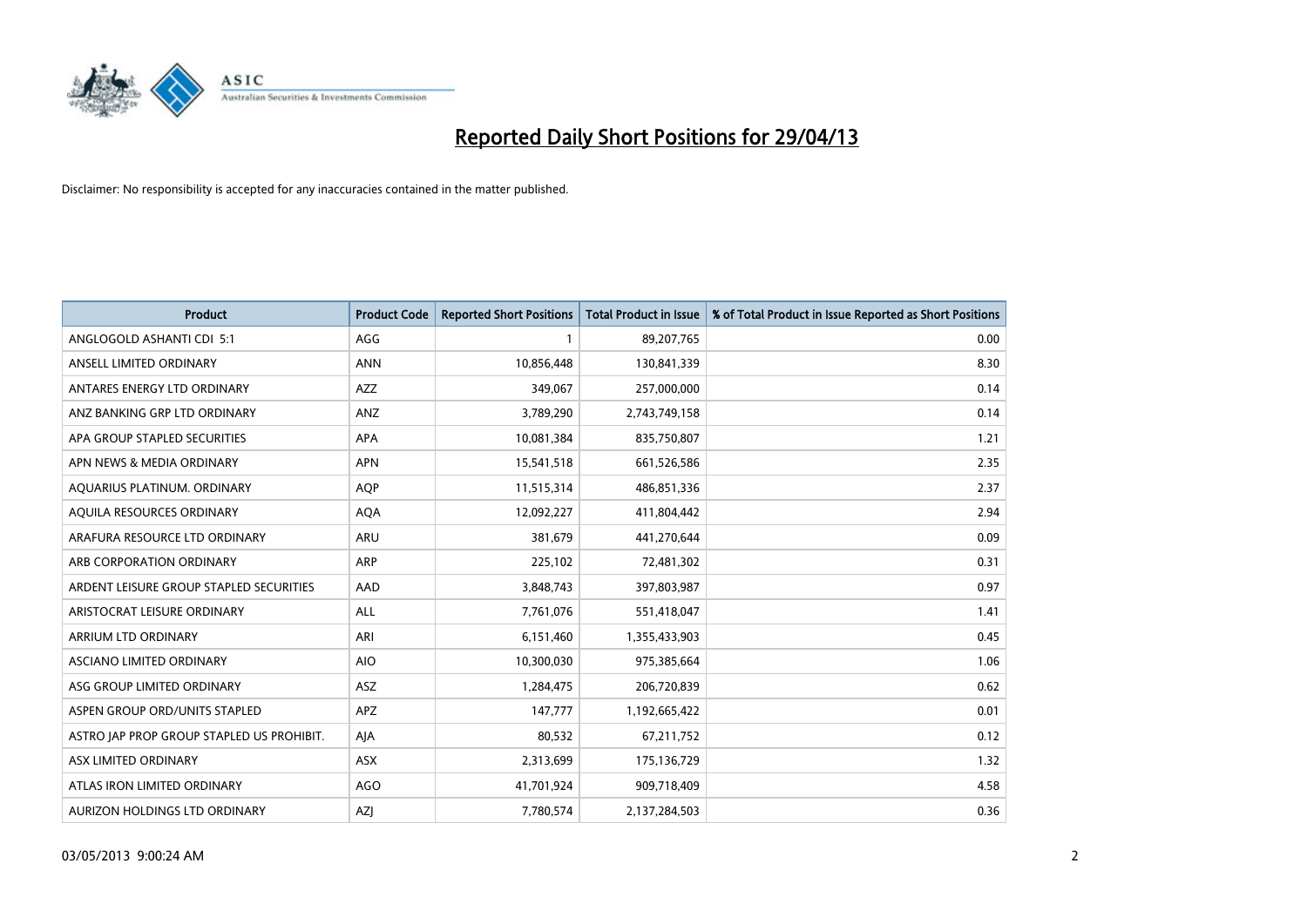# Reported Daily Short Positions for 29/04/13

Disclaimer: No responsibility is accepted for any inaccuracies contained in the matter published.

| Product | Product Code | Reported Short Positions | Total Product in Issue | % of Total Product in Issue Reported as Short Positions |
|---|---|---|---|---|
| ANGLOGOLD ASHANTI CDI 5:1 | AGG | 1 | 89,207,765 | 0.00 |
| ANSELL LIMITED ORDINARY | ANN | 10,856,448 | 130,841,339 | 8.30 |
| ANTARES ENERGY LTD ORDINARY | AZZ | 349,067 | 257,000,000 | 0.14 |
| ANZ BANKING GRP LTD ORDINARY | ANZ | 3,789,290 | 2,743,749,158 | 0.14 |
| APA GROUP STAPLED SECURITIES | APA | 10,081,384 | 835,750,807 | 1.21 |
| APN NEWS & MEDIA ORDINARY | APN | 15,541,518 | 661,526,586 | 2.35 |
| AQUARIUS PLATINUM. ORDINARY | AQP | 11,515,314 | 486,851,336 | 2.37 |
| AQUILA RESOURCES ORDINARY | AQA | 12,092,227 | 411,804,442 | 2.94 |
| ARAFURA RESOURCE LTD ORDINARY | ARU | 381,679 | 441,270,644 | 0.09 |
| ARB CORPORATION ORDINARY | ARP | 225,102 | 72,481,302 | 0.31 |
| ARDENT LEISURE GROUP STAPLED SECURITIES | AAD | 3,848,743 | 397,803,987 | 0.97 |
| ARISTOCRAT LEISURE ORDINARY | ALL | 7,761,076 | 551,418,047 | 1.41 |
| ARRIUM LTD ORDINARY | ARI | 6,151,460 | 1,355,433,903 | 0.45 |
| ASCIANO LIMITED ORDINARY | AIO | 10,300,030 | 975,385,664 | 1.06 |
| ASG GROUP LIMITED ORDINARY | ASZ | 1,284,475 | 206,720,839 | 0.62 |
| ASPEN GROUP ORD/UNITS STAPLED | APZ | 147,777 | 1,192,665,422 | 0.01 |
| ASTRO JAP PROP GROUP STAPLED US PROHIBIT. | AJA | 80,532 | 67,211,752 | 0.12 |
| ASX LIMITED ORDINARY | ASX | 2,313,699 | 175,136,729 | 1.32 |
| ATLAS IRON LIMITED ORDINARY | AGO | 41,701,924 | 909,718,409 | 4.58 |
| AURIZON HOLDINGS LTD ORDINARY | AZJ | 7,780,574 | 2,137,284,503 | 0.36 |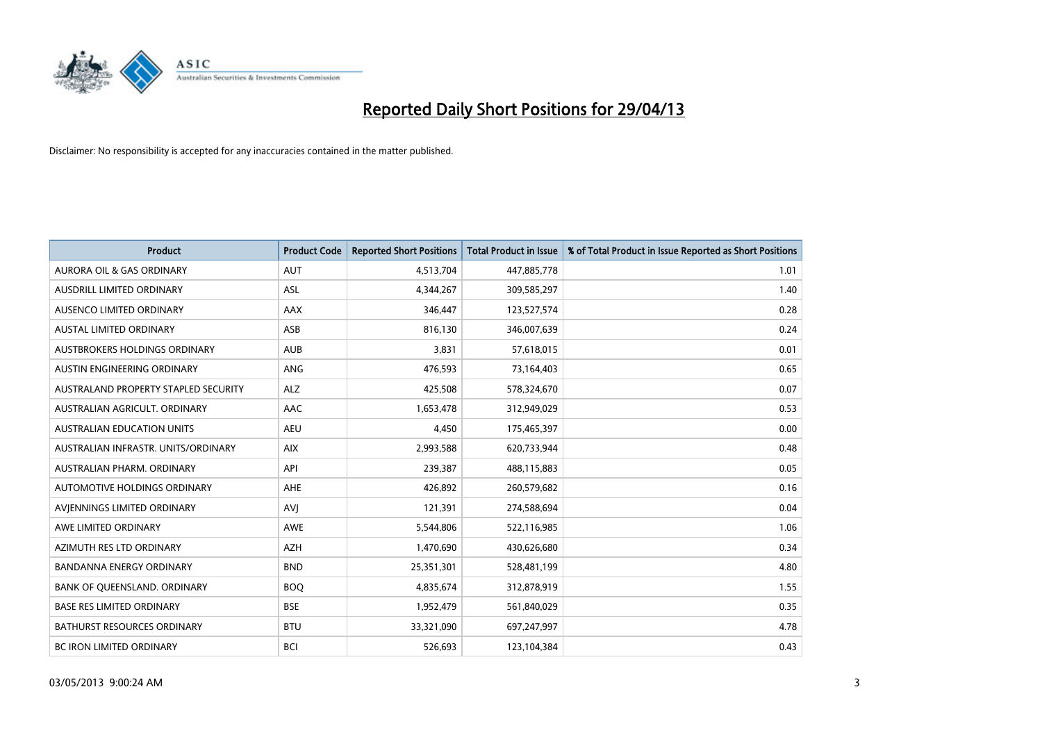# Reported Daily Short Positions for 29/04/13

Disclaimer: No responsibility is accepted for any inaccuracies contained in the matter published.

| Product | Product Code | Reported Short Positions | Total Product in Issue | % of Total Product in Issue Reported as Short Positions |
|---|---|---|---|---|
| AURORA OIL & GAS ORDINARY | AUT | 4,513,704 | 447,885,778 | 1.01 |
| AUSDRILL LIMITED ORDINARY | ASL | 4,344,267 | 309,585,297 | 1.40 |
| AUSENCO LIMITED ORDINARY | AAX | 346,447 | 123,527,574 | 0.28 |
| AUSTAL LIMITED ORDINARY | ASB | 816,130 | 346,007,639 | 0.24 |
| AUSTBROKERS HOLDINGS ORDINARY | AUB | 3,831 | 57,618,015 | 0.01 |
| AUSTIN ENGINEERING ORDINARY | ANG | 476,593 | 73,164,403 | 0.65 |
| AUSTRALAND PROPERTY STAPLED SECURITY | ALZ | 425,508 | 578,324,670 | 0.07 |
| AUSTRALIAN AGRICULT. ORDINARY | AAC | 1,653,478 | 312,949,029 | 0.53 |
| AUSTRALIAN EDUCATION UNITS | AEU | 4,450 | 175,465,397 | 0.00 |
| AUSTRALIAN INFRASTR. UNITS/ORDINARY | AIX | 2,993,588 | 620,733,944 | 0.48 |
| AUSTRALIAN PHARM. ORDINARY | API | 239,387 | 488,115,883 | 0.05 |
| AUTOMOTIVE HOLDINGS ORDINARY | AHE | 426,892 | 260,579,682 | 0.16 |
| AVJENNINGS LIMITED ORDINARY | AVJ | 121,391 | 274,588,694 | 0.04 |
| AWE LIMITED ORDINARY | AWE | 5,544,806 | 522,116,985 | 1.06 |
| AZIMUTH RES LTD ORDINARY | AZH | 1,470,690 | 430,626,680 | 0.34 |
| BANDANNA ENERGY ORDINARY | BND | 25,351,301 | 528,481,199 | 4.80 |
| BANK OF QUEENSLAND. ORDINARY | BOQ | 4,835,674 | 312,878,919 | 1.55 |
| BASE RES LIMITED ORDINARY | BSE | 1,952,479 | 561,840,029 | 0.35 |
| BATHURST RESOURCES ORDINARY | BTU | 33,321,090 | 697,247,997 | 4.78 |
| BC IRON LIMITED ORDINARY | BCI | 526,693 | 123,104,384 | 0.43 |

03/05/2013 9:00:24 AM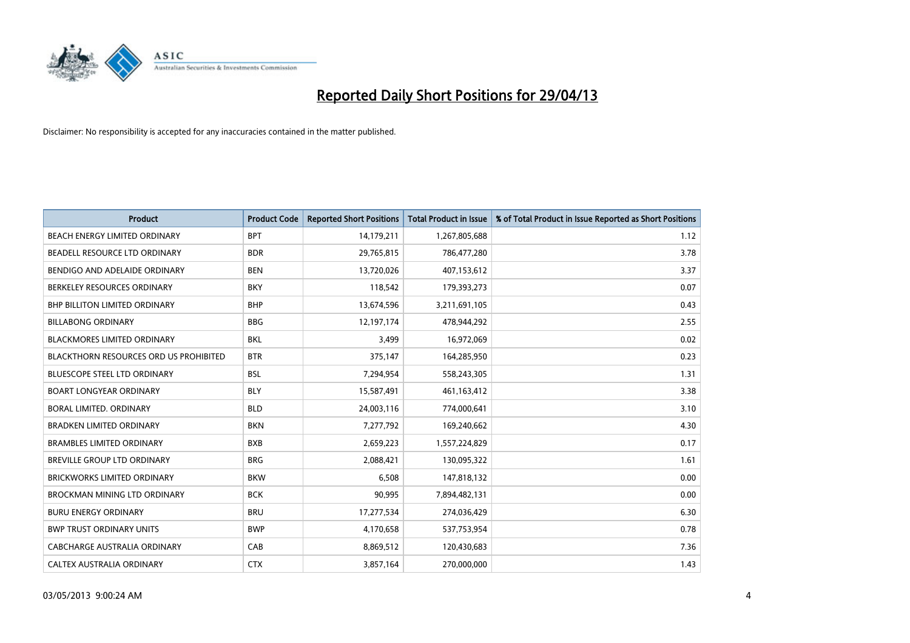# Reported Daily Short Positions for 29/04/13

Disclaimer: No responsibility is accepted for any inaccuracies contained in the matter published.

| Product | Product Code | Reported Short Positions | Total Product in Issue | % of Total Product in Issue Reported as Short Positions |
|---|---|---|---|---|
| BEACH ENERGY LIMITED ORDINARY | BPT | 14,179,211 | 1,267,805,688 | 1.12 |
| BEADELL RESOURCE LTD ORDINARY | BDR | 29,765,815 | 786,477,280 | 3.78 |
| BENDIGO AND ADELAIDE ORDINARY | BEN | 13,720,026 | 407,153,612 | 3.37 |
| BERKELEY RESOURCES ORDINARY | BKY | 118,542 | 179,393,273 | 0.07 |
| BHP BILLITON LIMITED ORDINARY | BHP | 13,674,596 | 3,211,691,105 | 0.43 |
| BILLABONG ORDINARY | BBG | 12,197,174 | 478,944,292 | 2.55 |
| BLACKMORES LIMITED ORDINARY | BKL | 3,499 | 16,972,069 | 0.02 |
| BLACKTHORN RESOURCES ORD US PROHIBITED | BTR | 375,147 | 164,285,950 | 0.23 |
| BLUESCOPE STEEL LTD ORDINARY | BSL | 7,294,954 | 558,243,305 | 1.31 |
| BOART LONGYEAR ORDINARY | BLY | 15,587,491 | 461,163,412 | 3.38 |
| BORAL LIMITED. ORDINARY | BLD | 24,003,116 | 774,000,641 | 3.10 |
| BRADKEN LIMITED ORDINARY | BKN | 7,277,792 | 169,240,662 | 4.30 |
| BRAMBLES LIMITED ORDINARY | BXB | 2,659,223 | 1,557,224,829 | 0.17 |
| BREVILLE GROUP LTD ORDINARY | BRG | 2,088,421 | 130,095,322 | 1.61 |
| BRICKWORKS LIMITED ORDINARY | BKW | 6,508 | 147,818,132 | 0.00 |
| BROCKMAN MINING LTD ORDINARY | BCK | 90,995 | 7,894,482,131 | 0.00 |
| BURU ENERGY ORDINARY | BRU | 17,277,534 | 274,036,429 | 6.30 |
| BWP TRUST ORDINARY UNITS | BWP | 4,170,658 | 537,753,954 | 0.78 |
| CABCHARGE AUSTRALIA ORDINARY | CAB | 8,869,512 | 120,430,683 | 7.36 |
| CALTEX AUSTRALIA ORDINARY | CTX | 3,857,164 | 270,000,000 | 1.43 |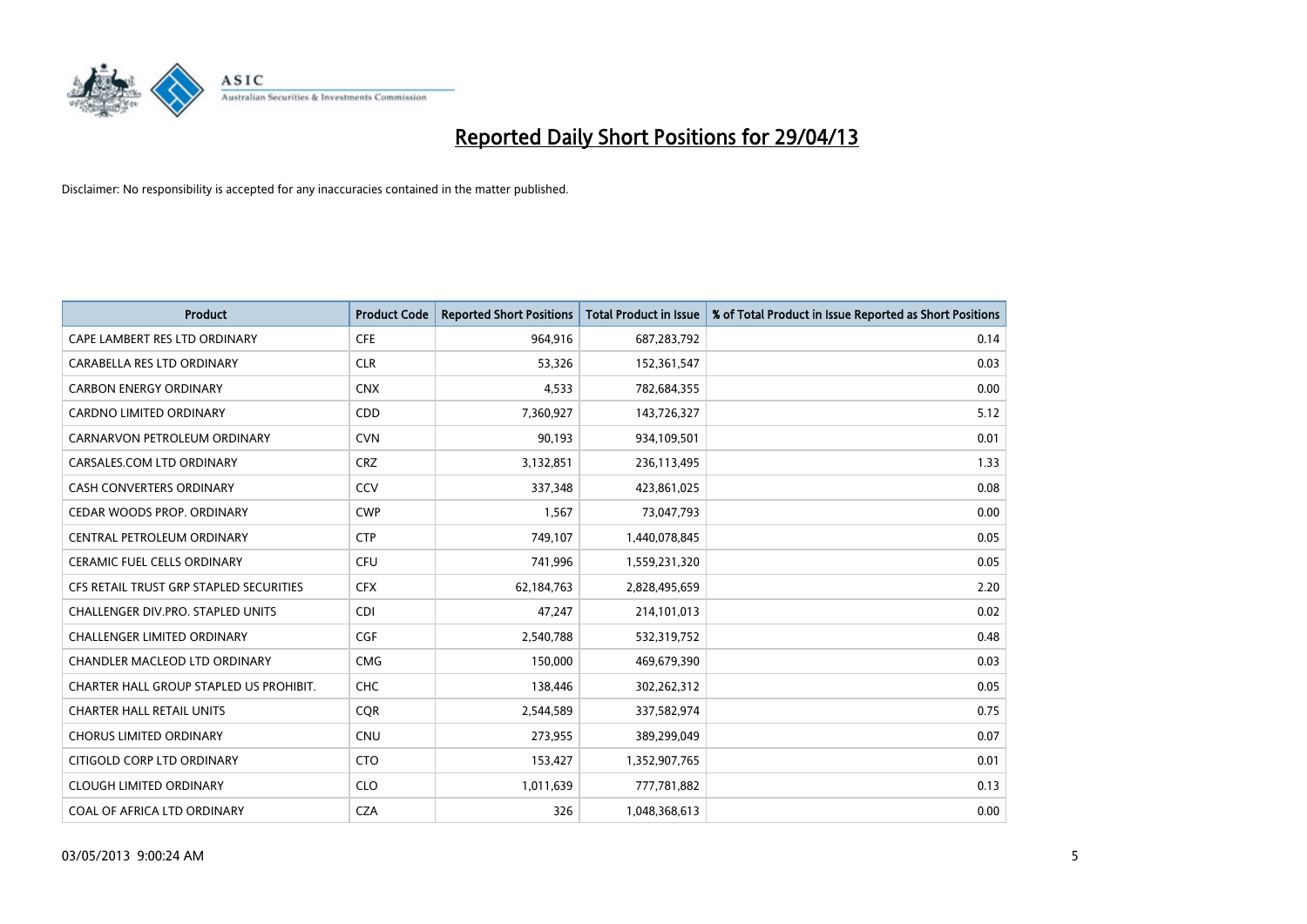# Reported Daily Short Positions for 29/04/13

Disclaimer: No responsibility is accepted for any inaccuracies contained in the matter published.

| Product | Product Code | Reported Short Positions | Total Product in Issue | % of Total Product in Issue Reported as Short Positions |
|---|---|---|---|---|
| CAPE LAMBERT RES LTD ORDINARY | CFE | 964,916 | 687,283,792 | 0.14 |
| CARABELLA RES LTD ORDINARY | CLR | 53,326 | 152,361,547 | 0.03 |
| CARBON ENERGY ORDINARY | CNX | 4,533 | 782,684,355 | 0.00 |
| CARDNO LIMITED ORDINARY | CDD | 7,360,927 | 143,726,327 | 5.12 |
| CARNARVON PETROLEUM ORDINARY | CVN | 90,193 | 934,109,501 | 0.01 |
| CARSALES.COM LTD ORDINARY | CRZ | 3,132,851 | 236,113,495 | 1.33 |
| CASH CONVERTERS ORDINARY | CCV | 337,348 | 423,861,025 | 0.08 |
| CEDAR WOODS PROP. ORDINARY | CWP | 1,567 | 73,047,793 | 0.00 |
| CENTRAL PETROLEUM ORDINARY | CTP | 749,107 | 1,440,078,845 | 0.05 |
| CERAMIC FUEL CELLS ORDINARY | CFU | 741,996 | 1,559,231,320 | 0.05 |
| CFS RETAIL TRUST GRP STAPLED SECURITIES | CFX | 62,184,763 | 2,828,495,659 | 2.20 |
| CHALLENGER DIV.PRO. STAPLED UNITS | CDI | 47,247 | 214,101,013 | 0.02 |
| CHALLENGER LIMITED ORDINARY | CGF | 2,540,788 | 532,319,752 | 0.48 |
| CHANDLER MACLEOD LTD ORDINARY | CMG | 150,000 | 469,679,390 | 0.03 |
| CHARTER HALL GROUP STAPLED US PROHIBIT. | CHC | 138,446 | 302,262,312 | 0.05 |
| CHARTER HALL RETAIL UNITS | CQR | 2,544,589 | 337,582,974 | 0.75 |
| CHORUS LIMITED ORDINARY | CNU | 273,955 | 389,299,049 | 0.07 |
| CITIGOLD CORP LTD ORDINARY | CTO | 153,427 | 1,352,907,765 | 0.01 |
| CLOUGH LIMITED ORDINARY | CLO | 1,011,639 | 777,781,882 | 0.13 |
| COAL OF AFRICA LTD ORDINARY | CZA | 326 | 1,048,368,613 | 0.00 |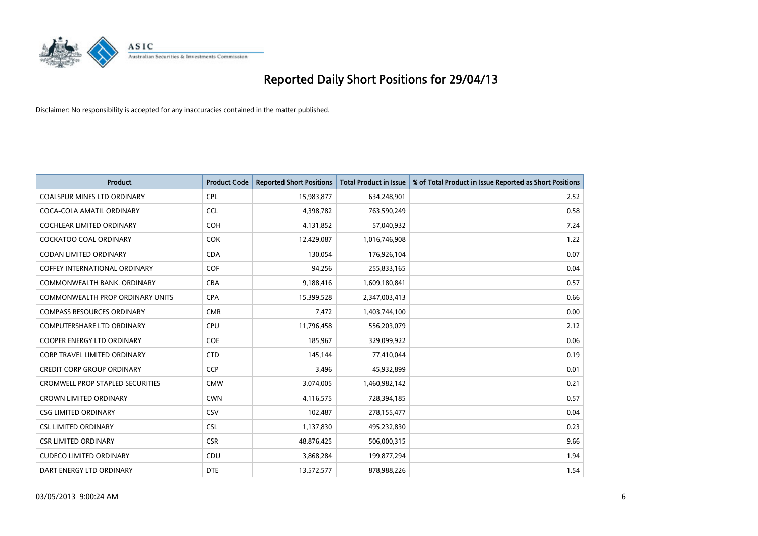# Reported Daily Short Positions for 29/04/13

Disclaimer: No responsibility is accepted for any inaccuracies contained in the matter published.

| Product | Product Code | Reported Short Positions | Total Product in Issue | % of Total Product in Issue Reported as Short Positions |
|---|---|---|---|---|
| COALSPUR MINES LTD ORDINARY | CPL | 15,983,877 | 634,248,901 | 2.52 |
| COCA-COLA AMATIL ORDINARY | CCL | 4,398,782 | 763,590,249 | 0.58 |
| COCHLEAR LIMITED ORDINARY | COH | 4,131,852 | 57,040,932 | 7.24 |
| COCKATOO COAL ORDINARY | COK | 12,429,087 | 1,016,746,908 | 1.22 |
| CODAN LIMITED ORDINARY | CDA | 130,054 | 176,926,104 | 0.07 |
| COFFEY INTERNATIONAL ORDINARY | COF | 94,256 | 255,833,165 | 0.04 |
| COMMONWEALTH BANK. ORDINARY | CBA | 9,188,416 | 1,609,180,841 | 0.57 |
| COMMONWEALTH PROP ORDINARY UNITS | CPA | 15,399,528 | 2,347,003,413 | 0.66 |
| COMPASS RESOURCES ORDINARY | CMR | 7,472 | 1,403,744,100 | 0.00 |
| COMPUTERSHARE LTD ORDINARY | CPU | 11,796,458 | 556,203,079 | 2.12 |
| COOPER ENERGY LTD ORDINARY | COE | 185,967 | 329,099,922 | 0.06 |
| CORP TRAVEL LIMITED ORDINARY | CTD | 145,144 | 77,410,044 | 0.19 |
| CREDIT CORP GROUP ORDINARY | CCP | 3,496 | 45,932,899 | 0.01 |
| CROMWELL PROP STAPLED SECURITIES | CMW | 3,074,005 | 1,460,982,142 | 0.21 |
| CROWN LIMITED ORDINARY | CWN | 4,116,575 | 728,394,185 | 0.57 |
| CSG LIMITED ORDINARY | CSV | 102,487 | 278,155,477 | 0.04 |
| CSL LIMITED ORDINARY | CSL | 1,137,830 | 495,232,830 | 0.23 |
| CSR LIMITED ORDINARY | CSR | 48,876,425 | 506,000,315 | 9.66 |
| CUDECO LIMITED ORDINARY | CDU | 3,868,284 | 199,877,294 | 1.94 |
| DART ENERGY LTD ORDINARY | DTE | 13,572,577 | 878,988,226 | 1.54 |

03/05/2013 9:00:24 AM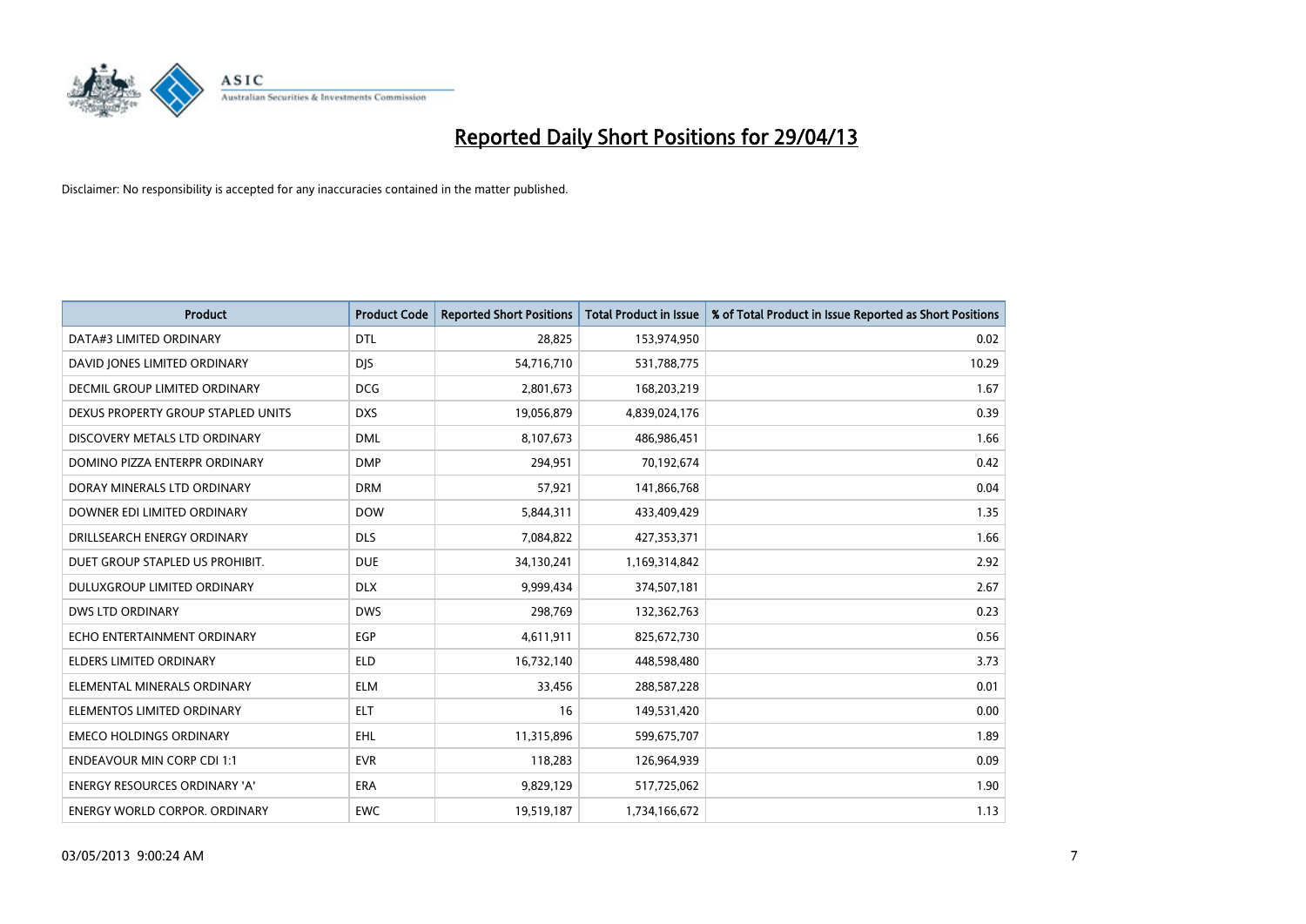# Reported Daily Short Positions for 29/04/13

Disclaimer: No responsibility is accepted for any inaccuracies contained in the matter published.

| Product | Product Code | Reported Short Positions | Total Product in Issue | % of Total Product in Issue Reported as Short Positions |
|---|---|---|---|---|
| DATA#3 LIMITED ORDINARY | DTL | 28,825 | 153,974,950 | 0.02 |
| DAVID JONES LIMITED ORDINARY | DJS | 54,716,710 | 531,788,775 | 10.29 |
| DECMIL GROUP LIMITED ORDINARY | DCG | 2,801,673 | 168,203,219 | 1.67 |
| DEXUS PROPERTY GROUP STAPLED UNITS | DXS | 19,056,879 | 4,839,024,176 | 0.39 |
| DISCOVERY METALS LTD ORDINARY | DML | 8,107,673 | 486,986,451 | 1.66 |
| DOMINO PIZZA ENTERPR ORDINARY | DMP | 294,951 | 70,192,674 | 0.42 |
| DORAY MINERALS LTD ORDINARY | DRM | 57,921 | 141,866,768 | 0.04 |
| DOWNER EDI LIMITED ORDINARY | DOW | 5,844,311 | 433,409,429 | 1.35 |
| DRILLSEARCH ENERGY ORDINARY | DLS | 7,084,822 | 427,353,371 | 1.66 |
| DUET GROUP STAPLED US PROHIBIT. | DUE | 34,130,241 | 1,169,314,842 | 2.92 |
| DULUXGROUP LIMITED ORDINARY | DLX | 9,999,434 | 374,507,181 | 2.67 |
| DWS LTD ORDINARY | DWS | 298,769 | 132,362,763 | 0.23 |
| ECHO ENTERTAINMENT ORDINARY | EGP | 4,611,911 | 825,672,730 | 0.56 |
| ELDERS LIMITED ORDINARY | ELD | 16,732,140 | 448,598,480 | 3.73 |
| ELEMENTAL MINERALS ORDINARY | ELM | 33,456 | 288,587,228 | 0.01 |
| ELEMENTOS LIMITED ORDINARY | ELT | 16 | 149,531,420 | 0.00 |
| EMECO HOLDINGS ORDINARY | EHL | 11,315,896 | 599,675,707 | 1.89 |
| ENDEAVOUR MIN CORP CDI 1:1 | EVR | 118,283 | 126,964,939 | 0.09 |
| ENERGY RESOURCES ORDINARY 'A' | ERA | 9,829,129 | 517,725,062 | 1.90 |
| ENERGY WORLD CORPOR. ORDINARY | EWC | 19,519,187 | 1,734,166,672 | 1.13 |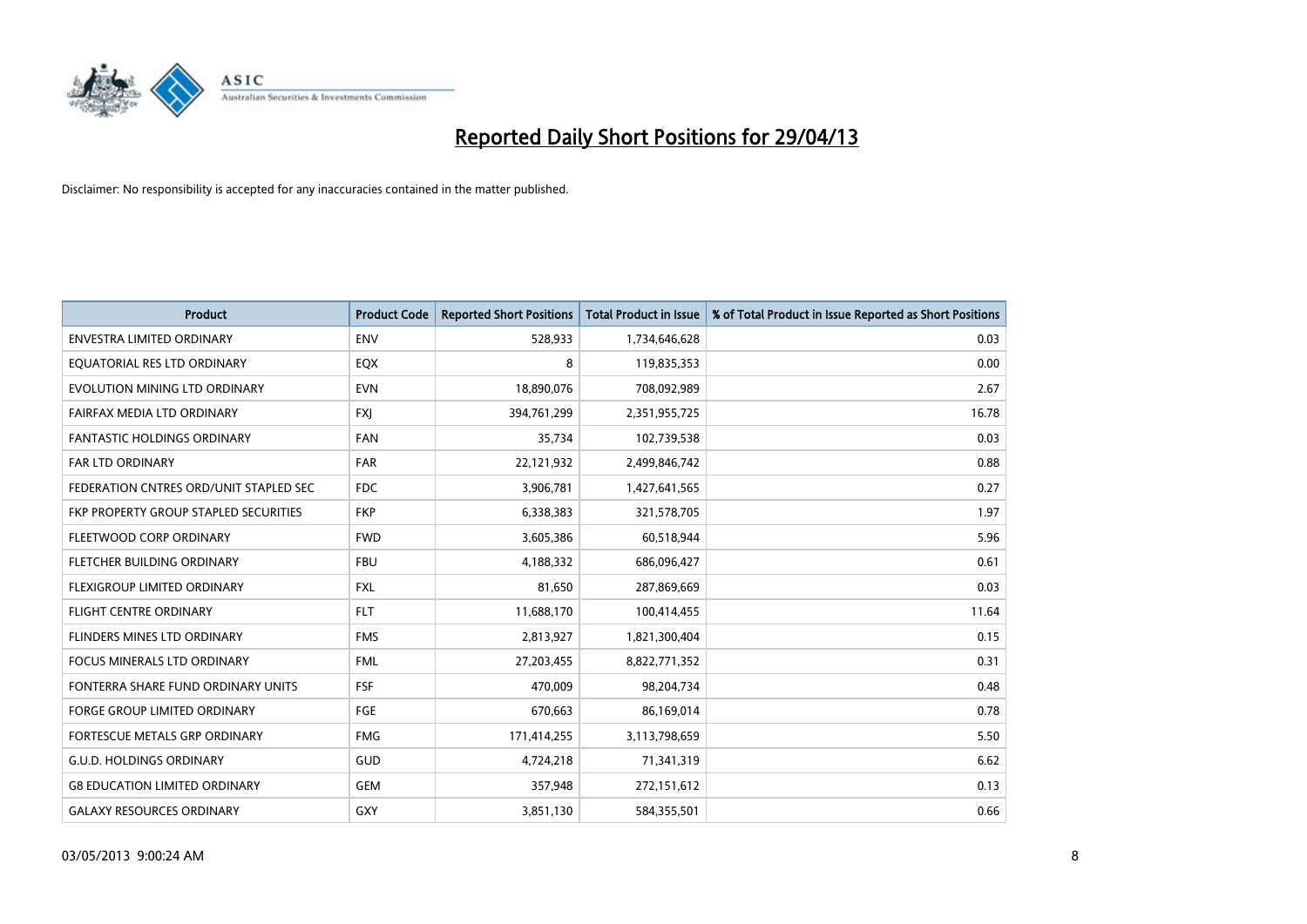# Reported Daily Short Positions for 29/04/13

Disclaimer: No responsibility is accepted for any inaccuracies contained in the matter published.

| Product | Product Code | Reported Short Positions | Total Product in Issue | % of Total Product in Issue Reported as Short Positions |
|---|---|---|---|---|
| ENVESTRA LIMITED ORDINARY | ENV | 528,933 | 1,734,646,628 | 0.03 |
| EQUATORIAL RES LTD ORDINARY | EQX | 8 | 119,835,353 | 0.00 |
| EVOLUTION MINING LTD ORDINARY | EVN | 18,890,076 | 708,092,989 | 2.67 |
| FAIRFAX MEDIA LTD ORDINARY | FXJ | 394,761,299 | 2,351,955,725 | 16.78 |
| FANTASTIC HOLDINGS ORDINARY | FAN | 35,734 | 102,739,538 | 0.03 |
| FAR LTD ORDINARY | FAR | 22,121,932 | 2,499,846,742 | 0.88 |
| FEDERATION CNTRES ORD/UNIT STAPLED SEC | FDC | 3,906,781 | 1,427,641,565 | 0.27 |
| FKP PROPERTY GROUP STAPLED SECURITIES | FKP | 6,338,383 | 321,578,705 | 1.97 |
| FLEETWOOD CORP ORDINARY | FWD | 3,605,386 | 60,518,944 | 5.96 |
| FLETCHER BUILDING ORDINARY | FBU | 4,188,332 | 686,096,427 | 0.61 |
| FLEXIGROUP LIMITED ORDINARY | FXL | 81,650 | 287,869,669 | 0.03 |
| FLIGHT CENTRE ORDINARY | FLT | 11,688,170 | 100,414,455 | 11.64 |
| FLINDERS MINES LTD ORDINARY | FMS | 2,813,927 | 1,821,300,404 | 0.15 |
| FOCUS MINERALS LTD ORDINARY | FML | 27,203,455 | 8,822,771,352 | 0.31 |
| FONTERRA SHARE FUND ORDINARY UNITS | FSF | 470,009 | 98,204,734 | 0.48 |
| FORGE GROUP LIMITED ORDINARY | FGE | 670,663 | 86,169,014 | 0.78 |
| FORTESCUE METALS GRP ORDINARY | FMG | 171,414,255 | 3,113,798,659 | 5.50 |
| G.U.D. HOLDINGS ORDINARY | GUD | 4,724,218 | 71,341,319 | 6.62 |
| G8 EDUCATION LIMITED ORDINARY | GEM | 357,948 | 272,151,612 | 0.13 |
| GALAXY RESOURCES ORDINARY | GXY | 3,851,130 | 584,355,501 | 0.66 |

03/05/2013 9:00:24 AM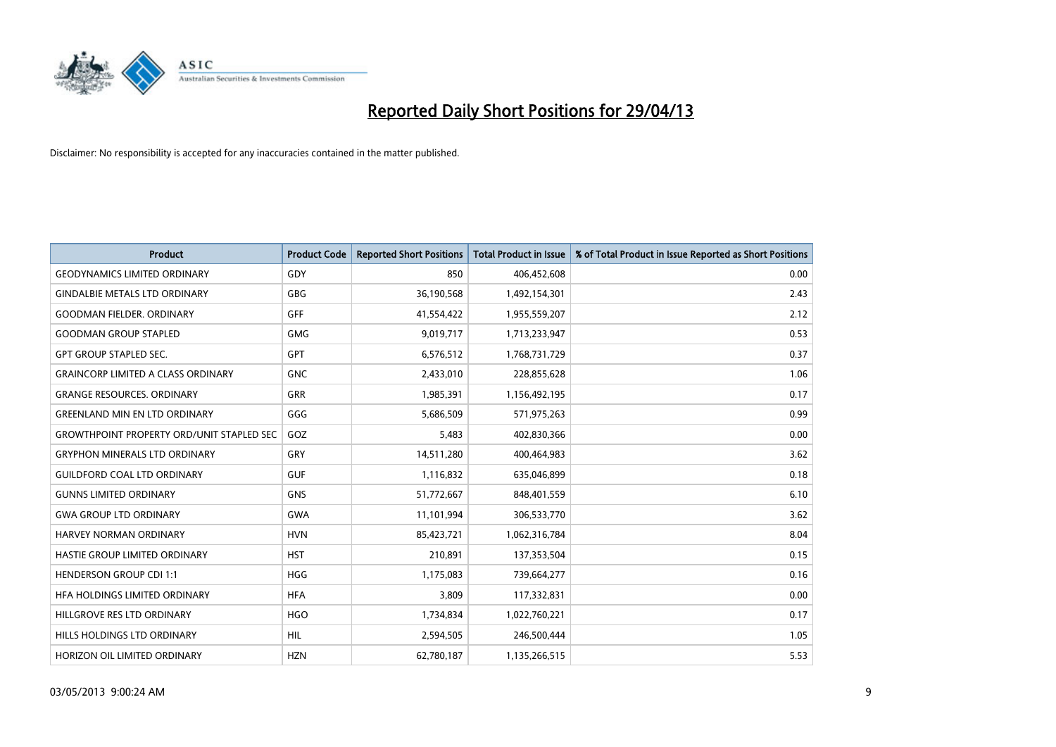# Reported Daily Short Positions for 29/04/13

Disclaimer: No responsibility is accepted for any inaccuracies contained in the matter published.

| Product | Product Code | Reported Short Positions | Total Product in Issue | % of Total Product in Issue Reported as Short Positions |
|---|---|---|---|---|
| GEODYNAMICS LIMITED ORDINARY | GDY | 850 | 406,452,608 | 0.00 |
| GINDALBIE METALS LTD ORDINARY | GBG | 36,190,568 | 1,492,154,301 | 2.43 |
| GOODMAN FIELDER. ORDINARY | GFF | 41,554,422 | 1,955,559,207 | 2.12 |
| GOODMAN GROUP STAPLED | GMG | 9,019,717 | 1,713,233,947 | 0.53 |
| GPT GROUP STAPLED SEC. | GPT | 6,576,512 | 1,768,731,729 | 0.37 |
| GRAINCORP LIMITED A CLASS ORDINARY | GNC | 2,433,010 | 228,855,628 | 1.06 |
| GRANGE RESOURCES. ORDINARY | GRR | 1,985,391 | 1,156,492,195 | 0.17 |
| GREENLAND MIN EN LTD ORDINARY | GGG | 5,686,509 | 571,975,263 | 0.99 |
| GROWTHPOINT PROPERTY ORD/UNIT STAPLED SEC | GOZ | 5,483 | 402,830,366 | 0.00 |
| GRYPHON MINERALS LTD ORDINARY | GRY | 14,511,280 | 400,464,983 | 3.62 |
| GUILDFORD COAL LTD ORDINARY | GUF | 1,116,832 | 635,046,899 | 0.18 |
| GUNNS LIMITED ORDINARY | GNS | 51,772,667 | 848,401,559 | 6.10 |
| GWA GROUP LTD ORDINARY | GWA | 11,101,994 | 306,533,770 | 3.62 |
| HARVEY NORMAN ORDINARY | HVN | 85,423,721 | 1,062,316,784 | 8.04 |
| HASTIE GROUP LIMITED ORDINARY | HST | 210,891 | 137,353,504 | 0.15 |
| HENDERSON GROUP CDI 1:1 | HGG | 1,175,083 | 739,664,277 | 0.16 |
| HFA HOLDINGS LIMITED ORDINARY | HFA | 3,809 | 117,332,831 | 0.00 |
| HILLGROVE RES LTD ORDINARY | HGO | 1,734,834 | 1,022,760,221 | 0.17 |
| HILLS HOLDINGS LTD ORDINARY | HIL | 2,594,505 | 246,500,444 | 1.05 |
| HORIZON OIL LIMITED ORDINARY | HZN | 62,780,187 | 1,135,266,515 | 5.53 |

03/05/2013 9:00:24 AM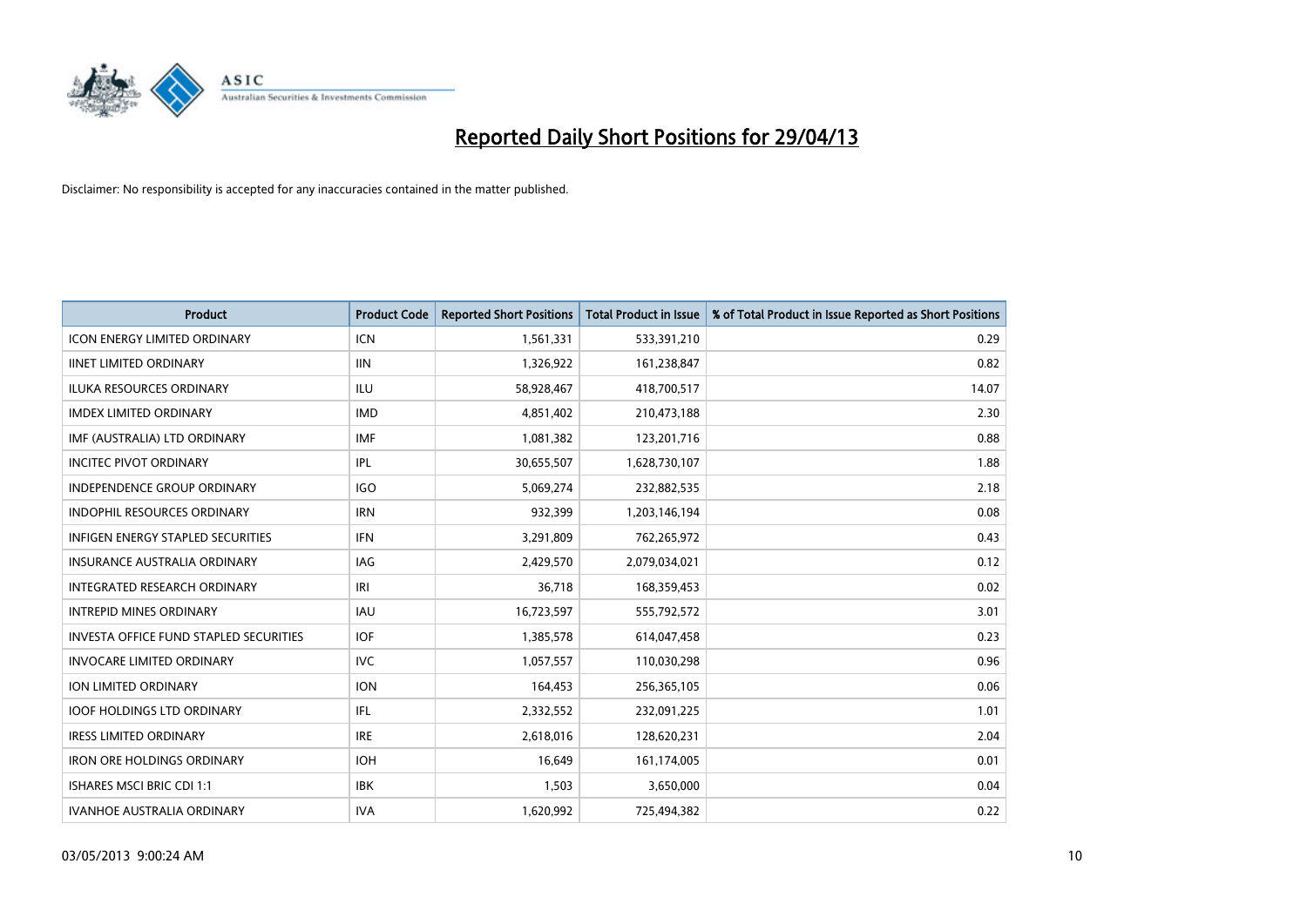# Reported Daily Short Positions for 29/04/13

Disclaimer: No responsibility is accepted for any inaccuracies contained in the matter published.

| Product | Product Code | Reported Short Positions | Total Product in Issue | % of Total Product in Issue Reported as Short Positions |
|---|---|---|---|---|
| ICON ENERGY LIMITED ORDINARY | ICN | 1,561,331 | 533,391,210 | 0.29 |
| IINET LIMITED ORDINARY | IIN | 1,326,922 | 161,238,847 | 0.82 |
| ILUKA RESOURCES ORDINARY | ILU | 58,928,467 | 418,700,517 | 14.07 |
| IMDEX LIMITED ORDINARY | IMD | 4,851,402 | 210,473,188 | 2.30 |
| IMF (AUSTRALIA) LTD ORDINARY | IMF | 1,081,382 | 123,201,716 | 0.88 |
| INCITEC PIVOT ORDINARY | IPL | 30,655,507 | 1,628,730,107 | 1.88 |
| INDEPENDENCE GROUP ORDINARY | IGO | 5,069,274 | 232,882,535 | 2.18 |
| INDOPHIL RESOURCES ORDINARY | IRN | 932,399 | 1,203,146,194 | 0.08 |
| INFIGEN ENERGY STAPLED SECURITIES | IFN | 3,291,809 | 762,265,972 | 0.43 |
| INSURANCE AUSTRALIA ORDINARY | IAG | 2,429,570 | 2,079,034,021 | 0.12 |
| INTEGRATED RESEARCH ORDINARY | IRI | 36,718 | 168,359,453 | 0.02 |
| INTREPID MINES ORDINARY | IAU | 16,723,597 | 555,792,572 | 3.01 |
| INVESTA OFFICE FUND STAPLED SECURITIES | IOF | 1,385,578 | 614,047,458 | 0.23 |
| INVOCARE LIMITED ORDINARY | IVC | 1,057,557 | 110,030,298 | 0.96 |
| ION LIMITED ORDINARY | ION | 164,453 | 256,365,105 | 0.06 |
| IOOF HOLDINGS LTD ORDINARY | IFL | 2,332,552 | 232,091,225 | 1.01 |
| IRESS LIMITED ORDINARY | IRE | 2,618,016 | 128,620,231 | 2.04 |
| IRON ORE HOLDINGS ORDINARY | IOH | 16,649 | 161,174,005 | 0.01 |
| ISHARES MSCI BRIC CDI 1:1 | IBK | 1,503 | 3,650,000 | 0.04 |
| IVANHOE AUSTRALIA ORDINARY | IVA | 1,620,992 | 725,494,382 | 0.22 |

03/05/2013 9:00:24 AM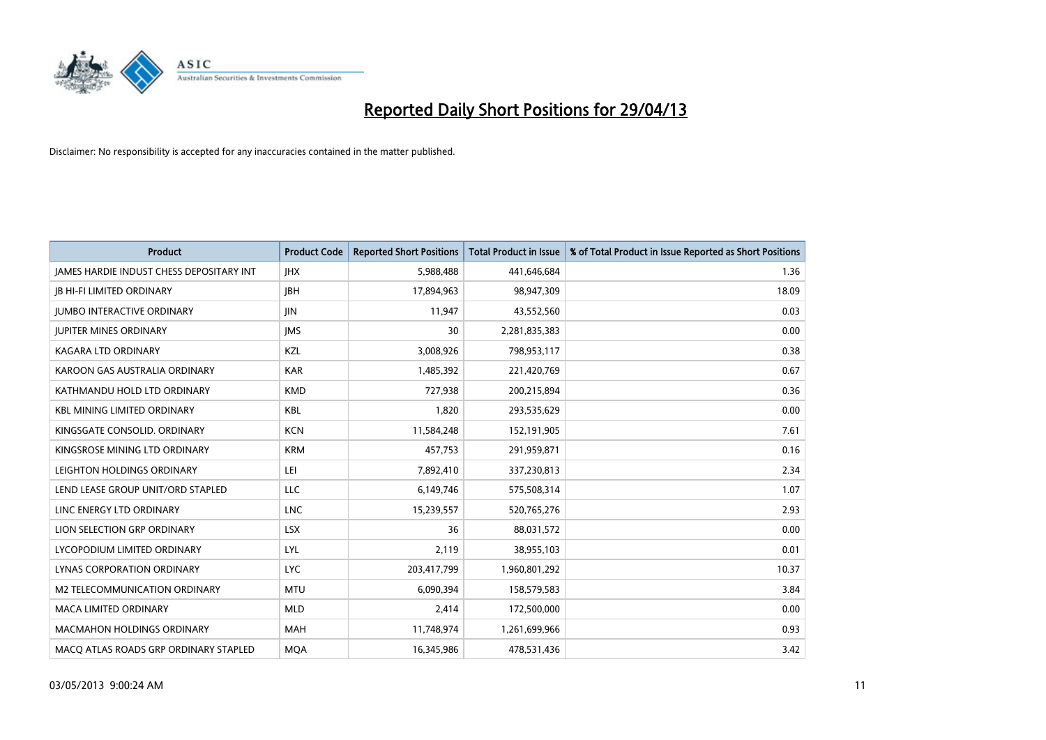# Reported Daily Short Positions for 29/04/13

Disclaimer: No responsibility is accepted for any inaccuracies contained in the matter published.

| Product | Product Code | Reported Short Positions | Total Product in Issue | % of Total Product in Issue Reported as Short Positions |
|---|---|---|---|---|
| JAMES HARDIE INDUST CHESS DEPOSITARY INT | JHX | 5,988,488 | 441,646,684 | 1.36 |
| JB HI-FI LIMITED ORDINARY | JBH | 17,894,963 | 98,947,309 | 18.09 |
| JUMBO INTERACTIVE ORDINARY | JIN | 11,947 | 43,552,560 | 0.03 |
| JUPITER MINES ORDINARY | JMS | 30 | 2,281,835,383 | 0.00 |
| KAGARA LTD ORDINARY | KZL | 3,008,926 | 798,953,117 | 0.38 |
| KAROON GAS AUSTRALIA ORDINARY | KAR | 1,485,392 | 221,420,769 | 0.67 |
| KATHMANDU HOLD LTD ORDINARY | KMD | 727,938 | 200,215,894 | 0.36 |
| KBL MINING LIMITED ORDINARY | KBL | 1,820 | 293,535,629 | 0.00 |
| KINGSGATE CONSOLID. ORDINARY | KCN | 11,584,248 | 152,191,905 | 7.61 |
| KINGSROSE MINING LTD ORDINARY | KRM | 457,753 | 291,959,871 | 0.16 |
| LEIGHTON HOLDINGS ORDINARY | LEI | 7,892,410 | 337,230,813 | 2.34 |
| LEND LEASE GROUP UNIT/ORD STAPLED | LLC | 6,149,746 | 575,508,314 | 1.07 |
| LINC ENERGY LTD ORDINARY | LNC | 15,239,557 | 520,765,276 | 2.93 |
| LION SELECTION GRP ORDINARY | LSX | 36 | 88,031,572 | 0.00 |
| LYCOPODIUM LIMITED ORDINARY | LYL | 2,119 | 38,955,103 | 0.01 |
| LYNAS CORPORATION ORDINARY | LYC | 203,417,799 | 1,960,801,292 | 10.37 |
| M2 TELECOMMUNICATION ORDINARY | MTU | 6,090,394 | 158,579,583 | 3.84 |
| MACA LIMITED ORDINARY | MLD | 2,414 | 172,500,000 | 0.00 |
| MACMAHON HOLDINGS ORDINARY | MAH | 11,748,974 | 1,261,699,966 | 0.93 |
| MACQ ATLAS ROADS GRP ORDINARY STAPLED | MQA | 16,345,986 | 478,531,436 | 3.42 |

03/05/2013 9:00:24 AM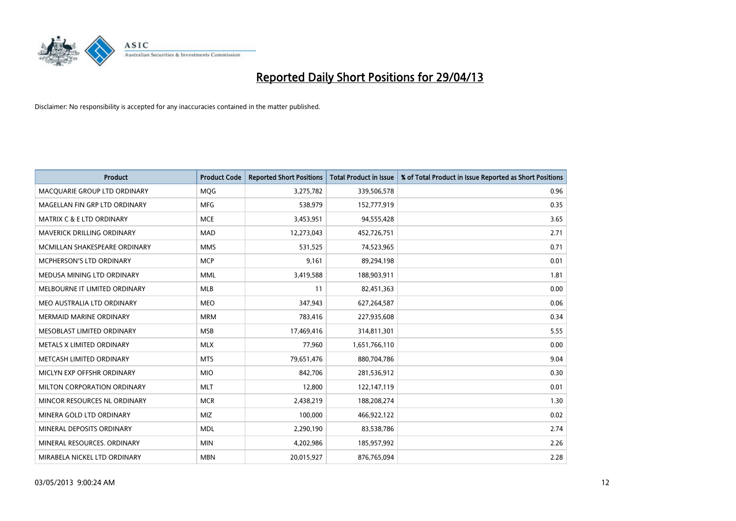# Reported Daily Short Positions for 29/04/13

Disclaimer: No responsibility is accepted for any inaccuracies contained in the matter published.

| Product | Product Code | Reported Short Positions | Total Product in Issue | % of Total Product in Issue Reported as Short Positions |
|---|---|---|---|---|
| MACQUARIE GROUP LTD ORDINARY | MQG | 3,275,782 | 339,506,578 | 0.96 |
| MAGELLAN FIN GRP LTD ORDINARY | MFG | 538,979 | 152,777,919 | 0.35 |
| MATRIX C & E LTD ORDINARY | MCE | 3,453,951 | 94,555,428 | 3.65 |
| MAVERICK DRILLING ORDINARY | MAD | 12,273,043 | 452,726,751 | 2.71 |
| MCMILLAN SHAKESPEARE ORDINARY | MMS | 531,525 | 74,523,965 | 0.71 |
| MCPHERSON'S LTD ORDINARY | MCP | 9,161 | 89,294,198 | 0.01 |
| MEDUSA MINING LTD ORDINARY | MML | 3,419,588 | 188,903,911 | 1.81 |
| MELBOURNE IT LIMITED ORDINARY | MLB | 11 | 82,451,363 | 0.00 |
| MEO AUSTRALIA LTD ORDINARY | MEO | 347,943 | 627,264,587 | 0.06 |
| MERMAID MARINE ORDINARY | MRM | 783,416 | 227,935,608 | 0.34 |
| MESOBLAST LIMITED ORDINARY | MSB | 17,469,416 | 314,811,301 | 5.55 |
| METALS X LIMITED ORDINARY | MLX | 77,960 | 1,651,766,110 | 0.00 |
| METCASH LIMITED ORDINARY | MTS | 79,651,476 | 880,704,786 | 9.04 |
| MICLYN EXP OFFSHR ORDINARY | MIO | 842,706 | 281,536,912 | 0.30 |
| MILTON CORPORATION ORDINARY | MLT | 12,800 | 122,147,119 | 0.01 |
| MINCOR RESOURCES NL ORDINARY | MCR | 2,438,219 | 188,208,274 | 1.30 |
| MINERA GOLD LTD ORDINARY | MIZ | 100,000 | 466,922,122 | 0.02 |
| MINERAL DEPOSITS ORDINARY | MDL | 2,290,190 | 83,538,786 | 2.74 |
| MINERAL RESOURCES. ORDINARY | MIN | 4,202,986 | 185,957,992 | 2.26 |
| MIRABELA NICKEL LTD ORDINARY | MBN | 20,015,927 | 876,765,094 | 2.28 |

03/05/2013 9:00:24 AM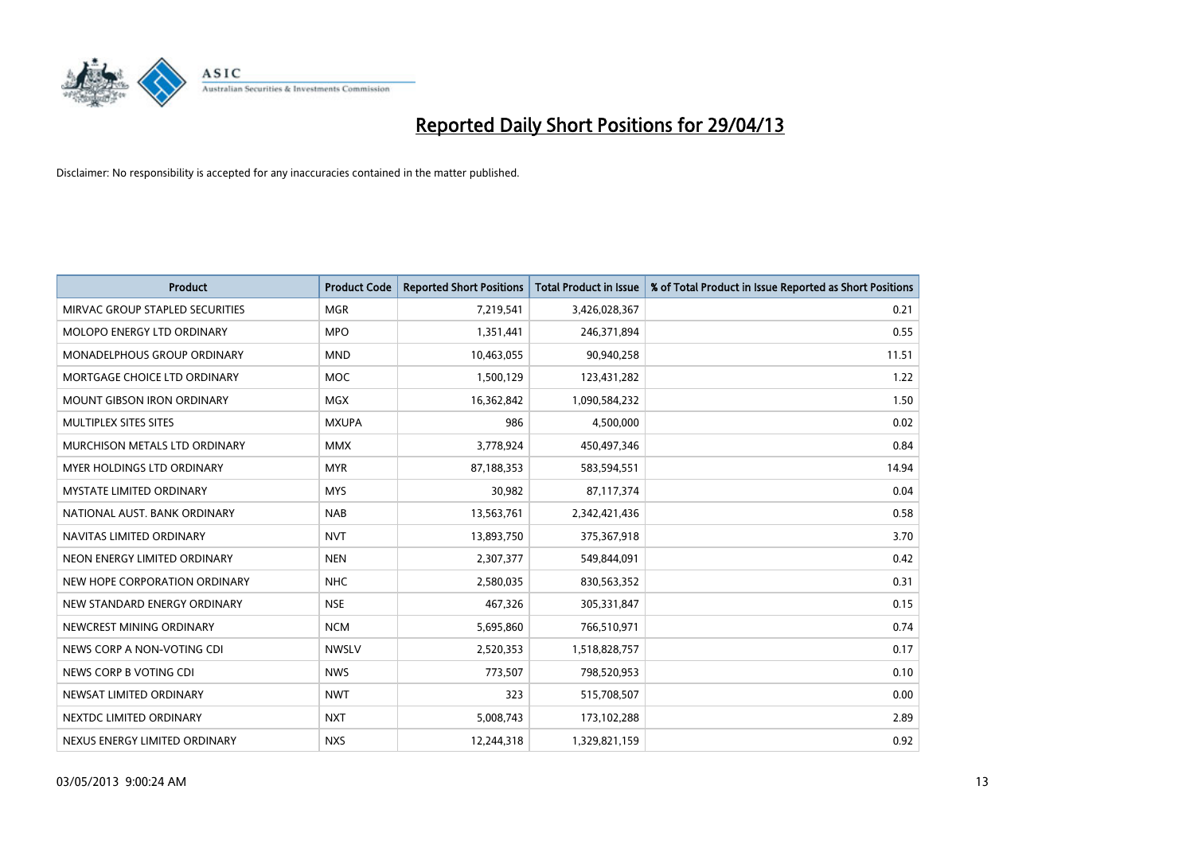# Reported Daily Short Positions for 29/04/13

Disclaimer: No responsibility is accepted for any inaccuracies contained in the matter published.

| Product | Product Code | Reported Short Positions | Total Product in Issue | % of Total Product in Issue Reported as Short Positions |
|---|---|---|---|---|
| MIRVAC GROUP STAPLED SECURITIES | MGR | 7,219,541 | 3,426,028,367 | 0.21 |
| MOLOPO ENERGY LTD ORDINARY | MPO | 1,351,441 | 246,371,894 | 0.55 |
| MONADELPHOUS GROUP ORDINARY | MND | 10,463,055 | 90,940,258 | 11.51 |
| MORTGAGE CHOICE LTD ORDINARY | MOC | 1,500,129 | 123,431,282 | 1.22 |
| MOUNT GIBSON IRON ORDINARY | MGX | 16,362,842 | 1,090,584,232 | 1.50 |
| MULTIPLEX SITES SITES | MXUPA | 986 | 4,500,000 | 0.02 |
| MURCHISON METALS LTD ORDINARY | MMX | 3,778,924 | 450,497,346 | 0.84 |
| MYER HOLDINGS LTD ORDINARY | MYR | 87,188,353 | 583,594,551 | 14.94 |
| MYSTATE LIMITED ORDINARY | MYS | 30,982 | 87,117,374 | 0.04 |
| NATIONAL AUST. BANK ORDINARY | NAB | 13,563,761 | 2,342,421,436 | 0.58 |
| NAVITAS LIMITED ORDINARY | NVT | 13,893,750 | 375,367,918 | 3.70 |
| NEON ENERGY LIMITED ORDINARY | NEN | 2,307,377 | 549,844,091 | 0.42 |
| NEW HOPE CORPORATION ORDINARY | NHC | 2,580,035 | 830,563,352 | 0.31 |
| NEW STANDARD ENERGY ORDINARY | NSE | 467,326 | 305,331,847 | 0.15 |
| NEWCREST MINING ORDINARY | NCM | 5,695,860 | 766,510,971 | 0.74 |
| NEWS CORP A NON-VOTING CDI | NWSLV | 2,520,353 | 1,518,828,757 | 0.17 |
| NEWS CORP B VOTING CDI | NWS | 773,507 | 798,520,953 | 0.10 |
| NEWSAT LIMITED ORDINARY | NWT | 323 | 515,708,507 | 0.00 |
| NEXTDC LIMITED ORDINARY | NXT | 5,008,743 | 173,102,288 | 2.89 |
| NEXUS ENERGY LIMITED ORDINARY | NXS | 12,244,318 | 1,329,821,159 | 0.92 |

03/05/2013 9:00:24 AM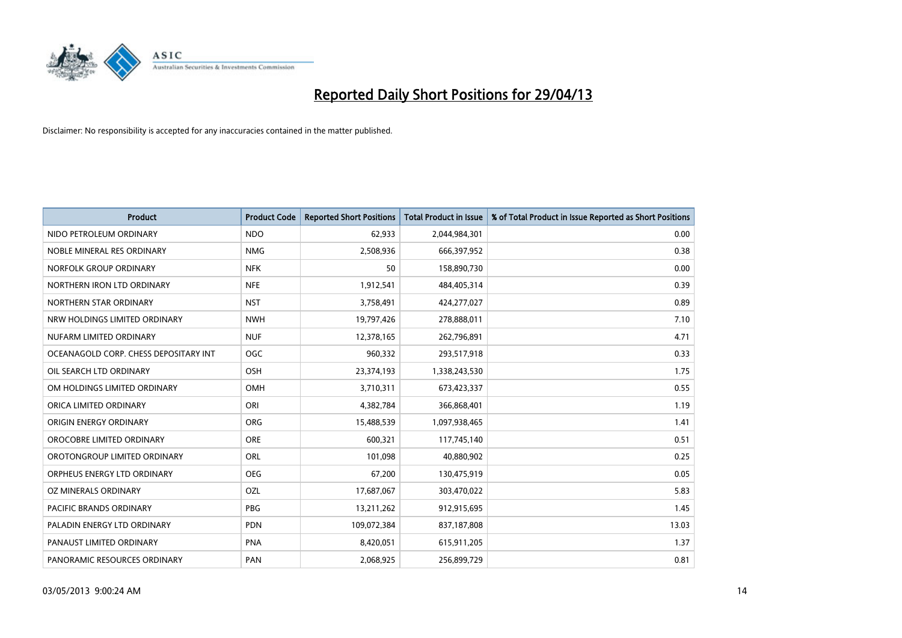# Reported Daily Short Positions for 29/04/13

Disclaimer: No responsibility is accepted for any inaccuracies contained in the matter published.

| Product | Product Code | Reported Short Positions | Total Product in Issue | % of Total Product in Issue Reported as Short Positions |
|---|---|---|---|---|
| NIDO PETROLEUM ORDINARY | NDO | 62,933 | 2,044,984,301 | 0.00 |
| NOBLE MINERAL RES ORDINARY | NMG | 2,508,936 | 666,397,952 | 0.38 |
| NORFOLK GROUP ORDINARY | NFK | 50 | 158,890,730 | 0.00 |
| NORTHERN IRON LTD ORDINARY | NFE | 1,912,541 | 484,405,314 | 0.39 |
| NORTHERN STAR ORDINARY | NST | 3,758,491 | 424,277,027 | 0.89 |
| NRW HOLDINGS LIMITED ORDINARY | NWH | 19,797,426 | 278,888,011 | 7.10 |
| NUFARM LIMITED ORDINARY | NUF | 12,378,165 | 262,796,891 | 4.71 |
| OCEANAGOLD CORP. CHESS DEPOSITARY INT | OGC | 960,332 | 293,517,918 | 0.33 |
| OIL SEARCH LTD ORDINARY | OSH | 23,374,193 | 1,338,243,530 | 1.75 |
| OM HOLDINGS LIMITED ORDINARY | OMH | 3,710,311 | 673,423,337 | 0.55 |
| ORICA LIMITED ORDINARY | ORI | 4,382,784 | 366,868,401 | 1.19 |
| ORIGIN ENERGY ORDINARY | ORG | 15,488,539 | 1,097,938,465 | 1.41 |
| OROCOBRE LIMITED ORDINARY | ORE | 600,321 | 117,745,140 | 0.51 |
| OROTONGROUP LIMITED ORDINARY | ORL | 101,098 | 40,880,902 | 0.25 |
| ORPHEUS ENERGY LTD ORDINARY | OEG | 67,200 | 130,475,919 | 0.05 |
| OZ MINERALS ORDINARY | OZL | 17,687,067 | 303,470,022 | 5.83 |
| PACIFIC BRANDS ORDINARY | PBG | 13,211,262 | 912,915,695 | 1.45 |
| PALADIN ENERGY LTD ORDINARY | PDN | 109,072,384 | 837,187,808 | 13.03 |
| PANAUST LIMITED ORDINARY | PNA | 8,420,051 | 615,911,205 | 1.37 |
| PANORAMIC RESOURCES ORDINARY | PAN | 2,068,925 | 256,899,729 | 0.81 |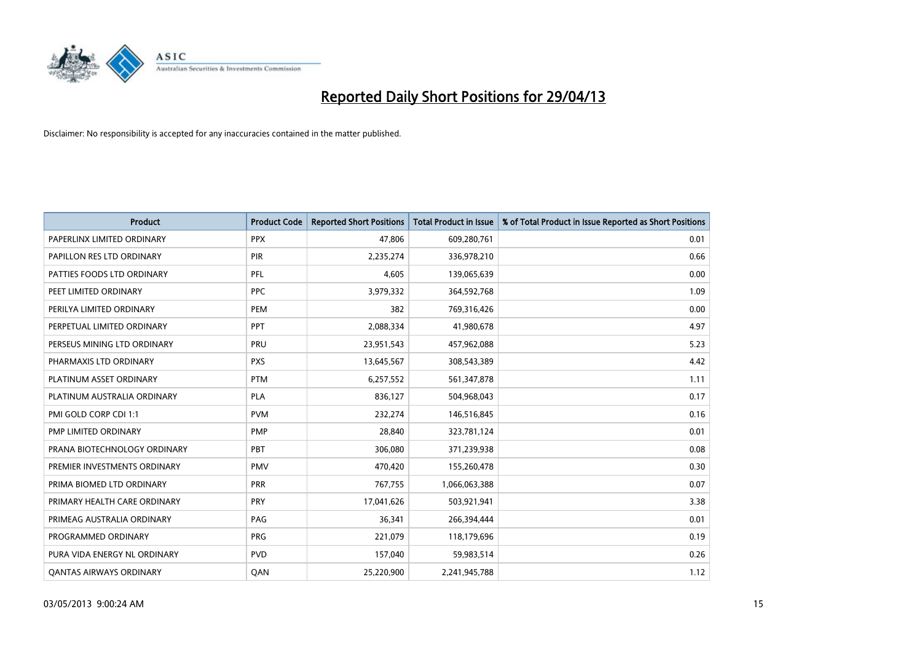# Reported Daily Short Positions for 29/04/13

Disclaimer: No responsibility is accepted for any inaccuracies contained in the matter published.

| Product | Product Code | Reported Short Positions | Total Product in Issue | % of Total Product in Issue Reported as Short Positions |
|---|---|---|---|---|
| PAPERLINX LIMITED ORDINARY | PPX | 47,806 | 609,280,761 | 0.01 |
| PAPILLON RES LTD ORDINARY | PIR | 2,235,274 | 336,978,210 | 0.66 |
| PATTIES FOODS LTD ORDINARY | PFL | 4,605 | 139,065,639 | 0.00 |
| PEET LIMITED ORDINARY | PPC | 3,979,332 | 364,592,768 | 1.09 |
| PERILYA LIMITED ORDINARY | PEM | 382 | 769,316,426 | 0.00 |
| PERPETUAL LIMITED ORDINARY | PPT | 2,088,334 | 41,980,678 | 4.97 |
| PERSEUS MINING LTD ORDINARY | PRU | 23,951,543 | 457,962,088 | 5.23 |
| PHARMAXIS LTD ORDINARY | PXS | 13,645,567 | 308,543,389 | 4.42 |
| PLATINUM ASSET ORDINARY | PTM | 6,257,552 | 561,347,878 | 1.11 |
| PLATINUM AUSTRALIA ORDINARY | PLA | 836,127 | 504,968,043 | 0.17 |
| PMI GOLD CORP CDI 1:1 | PVM | 232,274 | 146,516,845 | 0.16 |
| PMP LIMITED ORDINARY | PMP | 28,840 | 323,781,124 | 0.01 |
| PRANA BIOTECHNOLOGY ORDINARY | PBT | 306,080 | 371,239,938 | 0.08 |
| PREMIER INVESTMENTS ORDINARY | PMV | 470,420 | 155,260,478 | 0.30 |
| PRIMA BIOMED LTD ORDINARY | PRR | 767,755 | 1,066,063,388 | 0.07 |
| PRIMARY HEALTH CARE ORDINARY | PRY | 17,041,626 | 503,921,941 | 3.38 |
| PRIMEAG AUSTRALIA ORDINARY | PAG | 36,341 | 266,394,444 | 0.01 |
| PROGRAMMED ORDINARY | PRG | 221,079 | 118,179,696 | 0.19 |
| PURA VIDA ENERGY NL ORDINARY | PVD | 157,040 | 59,983,514 | 0.26 |
| QANTAS AIRWAYS ORDINARY | QAN | 25,220,900 | 2,241,945,788 | 1.12 |

03/05/2013 9:00:24 AM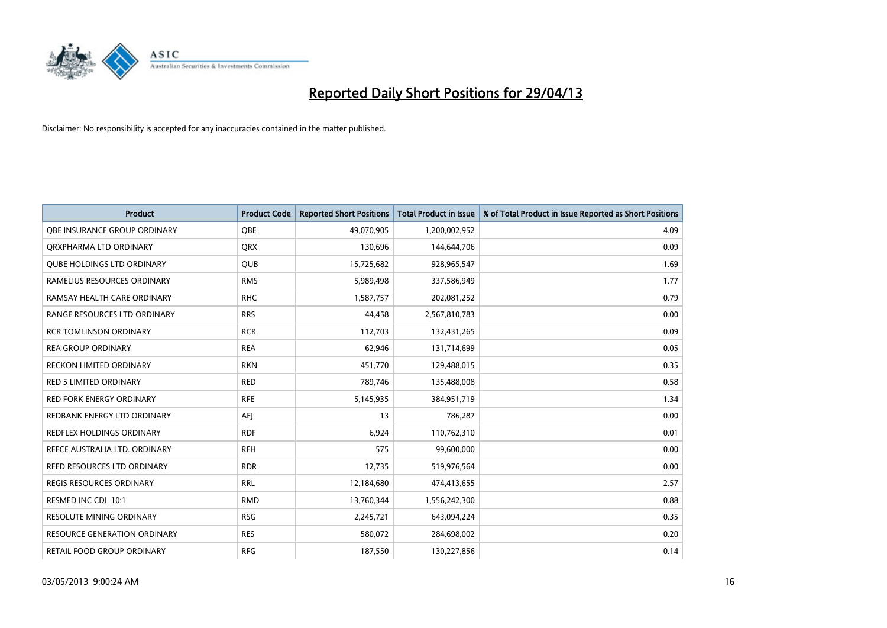# Reported Daily Short Positions for 29/04/13

Disclaimer: No responsibility is accepted for any inaccuracies contained in the matter published.

| Product | Product Code | Reported Short Positions | Total Product in Issue | % of Total Product in Issue Reported as Short Positions |
|---|---|---|---|---|
| QBE INSURANCE GROUP ORDINARY | QBE | 49,070,905 | 1,200,002,952 | 4.09 |
| QRXPHARMA LTD ORDINARY | QRX | 130,696 | 144,644,706 | 0.09 |
| QUBE HOLDINGS LTD ORDINARY | QUB | 15,725,682 | 928,965,547 | 1.69 |
| RAMELIUS RESOURCES ORDINARY | RMS | 5,989,498 | 337,586,949 | 1.77 |
| RAMSAY HEALTH CARE ORDINARY | RHC | 1,587,757 | 202,081,252 | 0.79 |
| RANGE RESOURCES LTD ORDINARY | RRS | 44,458 | 2,567,810,783 | 0.00 |
| RCR TOMLINSON ORDINARY | RCR | 112,703 | 132,431,265 | 0.09 |
| REA GROUP ORDINARY | REA | 62,946 | 131,714,699 | 0.05 |
| RECKON LIMITED ORDINARY | RKN | 451,770 | 129,488,015 | 0.35 |
| RED 5 LIMITED ORDINARY | RED | 789,746 | 135,488,008 | 0.58 |
| RED FORK ENERGY ORDINARY | RFE | 5,145,935 | 384,951,719 | 1.34 |
| REDBANK ENERGY LTD ORDINARY | AEJ | 13 | 786,287 | 0.00 |
| REDFLEX HOLDINGS ORDINARY | RDF | 6,924 | 110,762,310 | 0.01 |
| REECE AUSTRALIA LTD. ORDINARY | REH | 575 | 99,600,000 | 0.00 |
| REED RESOURCES LTD ORDINARY | RDR | 12,735 | 519,976,564 | 0.00 |
| REGIS RESOURCES ORDINARY | RRL | 12,184,680 | 474,413,655 | 2.57 |
| RESMED INC CDI 10:1 | RMD | 13,760,344 | 1,556,242,300 | 0.88 |
| RESOLUTE MINING ORDINARY | RSG | 2,245,721 | 643,094,224 | 0.35 |
| RESOURCE GENERATION ORDINARY | RES | 580,072 | 284,698,002 | 0.20 |
| RETAIL FOOD GROUP ORDINARY | RFG | 187,550 | 130,227,856 | 0.14 |

03/05/2013 9:00:24 AM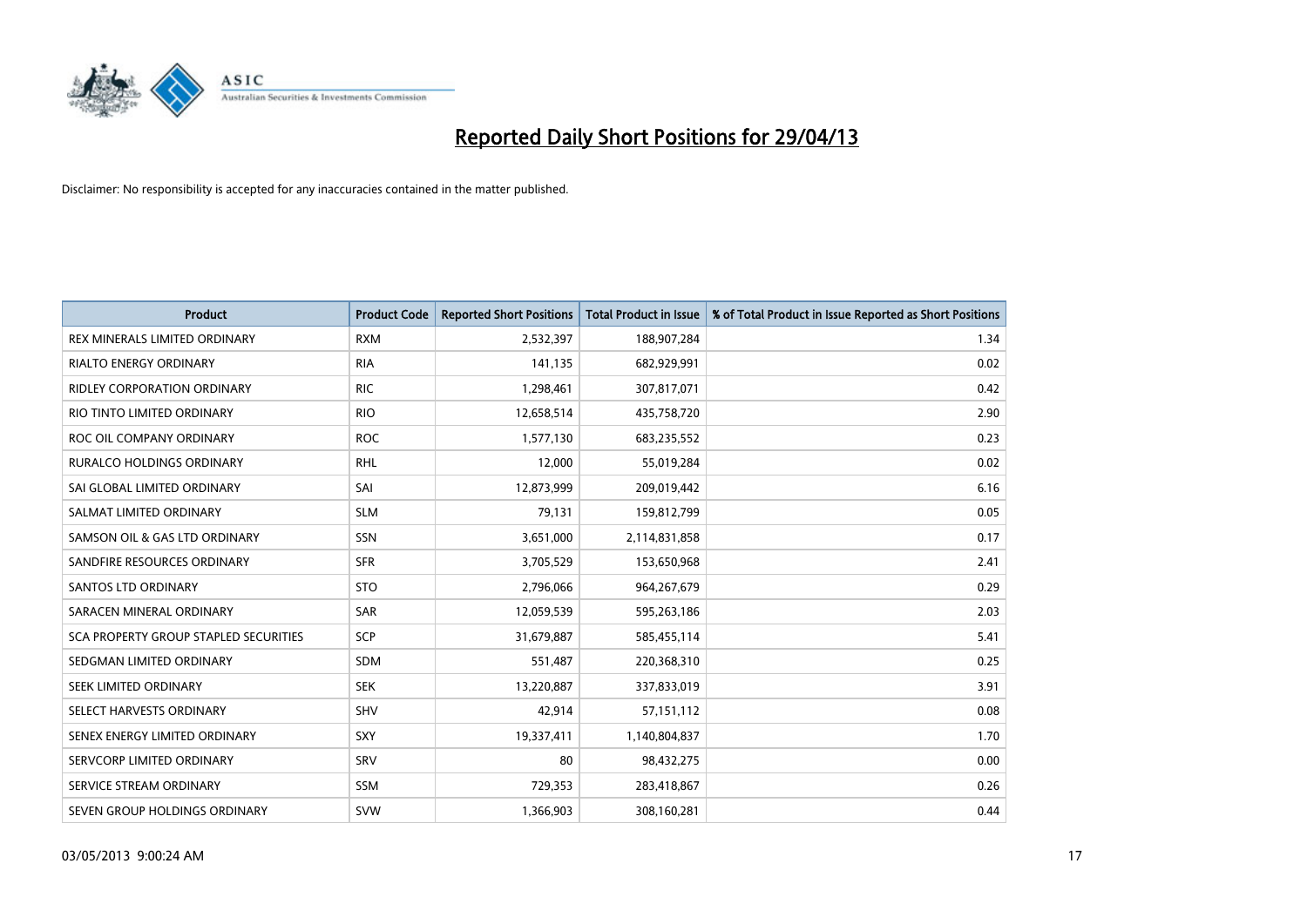# Reported Daily Short Positions for 29/04/13

Disclaimer: No responsibility is accepted for any inaccuracies contained in the matter published.

| Product | Product Code | Reported Short Positions | Total Product in Issue | % of Total Product in Issue Reported as Short Positions |
|---|---|---|---|---|
| REX MINERALS LIMITED ORDINARY | RXM | 2,532,397 | 188,907,284 | 1.34 |
| RIALTO ENERGY ORDINARY | RIA | 141,135 | 682,929,991 | 0.02 |
| RIDLEY CORPORATION ORDINARY | RIC | 1,298,461 | 307,817,071 | 0.42 |
| RIO TINTO LIMITED ORDINARY | RIO | 12,658,514 | 435,758,720 | 2.90 |
| ROC OIL COMPANY ORDINARY | ROC | 1,577,130 | 683,235,552 | 0.23 |
| RURALCO HOLDINGS ORDINARY | RHL | 12,000 | 55,019,284 | 0.02 |
| SAI GLOBAL LIMITED ORDINARY | SAI | 12,873,999 | 209,019,442 | 6.16 |
| SALMAT LIMITED ORDINARY | SLM | 79,131 | 159,812,799 | 0.05 |
| SAMSON OIL & GAS LTD ORDINARY | SSN | 3,651,000 | 2,114,831,858 | 0.17 |
| SANDFIRE RESOURCES ORDINARY | SFR | 3,705,529 | 153,650,968 | 2.41 |
| SANTOS LTD ORDINARY | STO | 2,796,066 | 964,267,679 | 0.29 |
| SARACEN MINERAL ORDINARY | SAR | 12,059,539 | 595,263,186 | 2.03 |
| SCA PROPERTY GROUP STAPLED SECURITIES | SCP | 31,679,887 | 585,455,114 | 5.41 |
| SEDGMAN LIMITED ORDINARY | SDM | 551,487 | 220,368,310 | 0.25 |
| SEEK LIMITED ORDINARY | SEK | 13,220,887 | 337,833,019 | 3.91 |
| SELECT HARVESTS ORDINARY | SHV | 42,914 | 57,151,112 | 0.08 |
| SENEX ENERGY LIMITED ORDINARY | SXY | 19,337,411 | 1,140,804,837 | 1.70 |
| SERVCORP LIMITED ORDINARY | SRV | 80 | 98,432,275 | 0.00 |
| SERVICE STREAM ORDINARY | SSM | 729,353 | 283,418,867 | 0.26 |
| SEVEN GROUP HOLDINGS ORDINARY | SVW | 1,366,903 | 308,160,281 | 0.44 |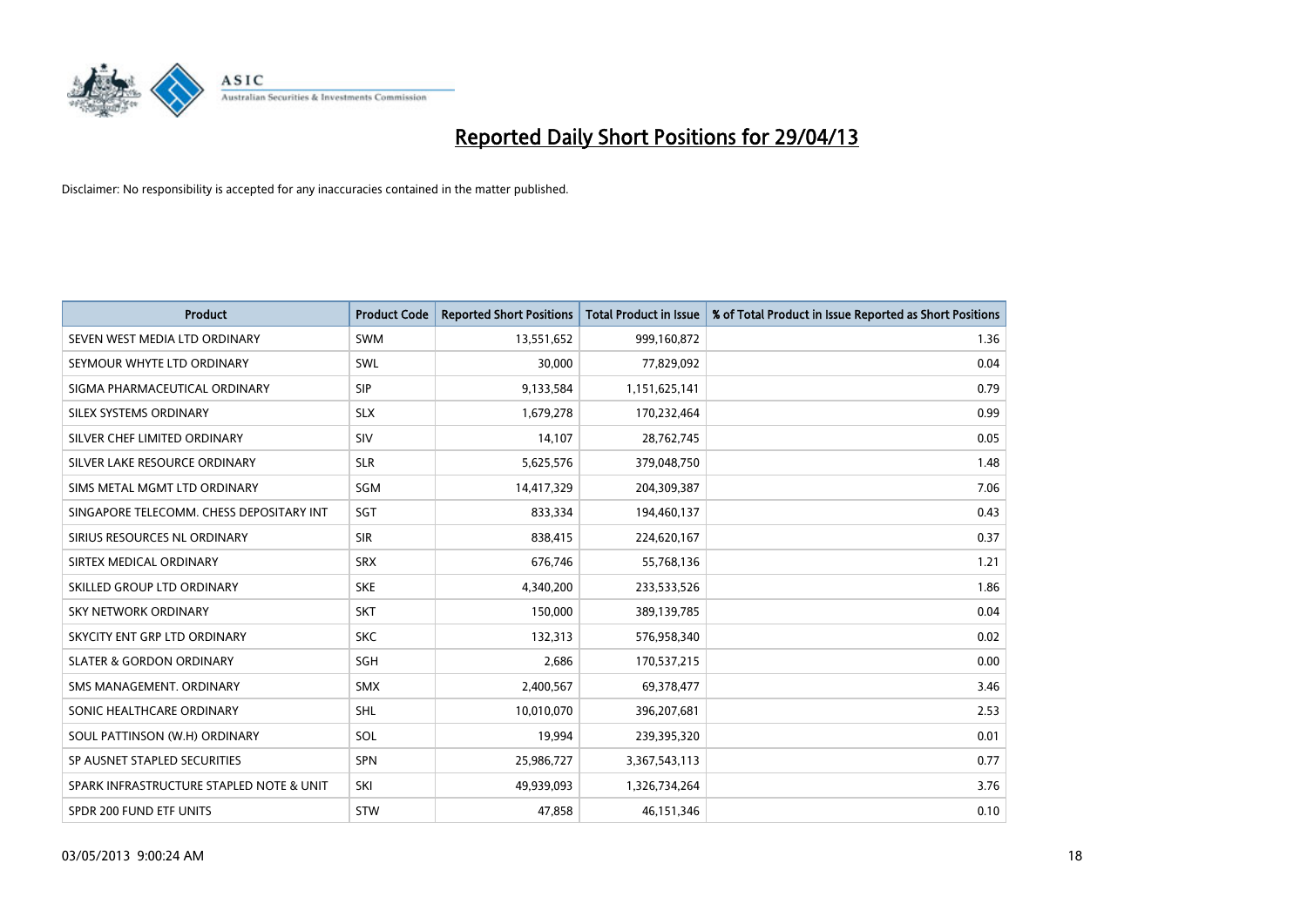# Reported Daily Short Positions for 29/04/13

Disclaimer: No responsibility is accepted for any inaccuracies contained in the matter published.

| Product | Product Code | Reported Short Positions | Total Product in Issue | % of Total Product in Issue Reported as Short Positions |
|---|---|---|---|---|
| SEVEN WEST MEDIA LTD ORDINARY | SWM | 13,551,652 | 999,160,872 | 1.36 |
| SEYMOUR WHYTE LTD ORDINARY | SWL | 30,000 | 77,829,092 | 0.04 |
| SIGMA PHARMACEUTICAL ORDINARY | SIP | 9,133,584 | 1,151,625,141 | 0.79 |
| SILEX SYSTEMS ORDINARY | SLX | 1,679,278 | 170,232,464 | 0.99 |
| SILVER CHEF LIMITED ORDINARY | SIV | 14,107 | 28,762,745 | 0.05 |
| SILVER LAKE RESOURCE ORDINARY | SLR | 5,625,576 | 379,048,750 | 1.48 |
| SIMS METAL MGMT LTD ORDINARY | SGM | 14,417,329 | 204,309,387 | 7.06 |
| SINGAPORE TELECOMM. CHESS DEPOSITARY INT | SGT | 833,334 | 194,460,137 | 0.43 |
| SIRIUS RESOURCES NL ORDINARY | SIR | 838,415 | 224,620,167 | 0.37 |
| SIRTEX MEDICAL ORDINARY | SRX | 676,746 | 55,768,136 | 1.21 |
| SKILLED GROUP LTD ORDINARY | SKE | 4,340,200 | 233,533,526 | 1.86 |
| SKY NETWORK ORDINARY | SKT | 150,000 | 389,139,785 | 0.04 |
| SKYCITY ENT GRP LTD ORDINARY | SKC | 132,313 | 576,958,340 | 0.02 |
| SLATER & GORDON ORDINARY | SGH | 2,686 | 170,537,215 | 0.00 |
| SMS MANAGEMENT. ORDINARY | SMX | 2,400,567 | 69,378,477 | 3.46 |
| SONIC HEALTHCARE ORDINARY | SHL | 10,010,070 | 396,207,681 | 2.53 |
| SOUL PATTINSON (W.H) ORDINARY | SOL | 19,994 | 239,395,320 | 0.01 |
| SP AUSNET STAPLED SECURITIES | SPN | 25,986,727 | 3,367,543,113 | 0.77 |
| SPARK INFRASTRUCTURE STAPLED NOTE & UNIT | SKI | 49,939,093 | 1,326,734,264 | 3.76 |
| SPDR 200 FUND ETF UNITS | STW | 47,858 | 46,151,346 | 0.10 |

03/05/2013 9:00:24 AM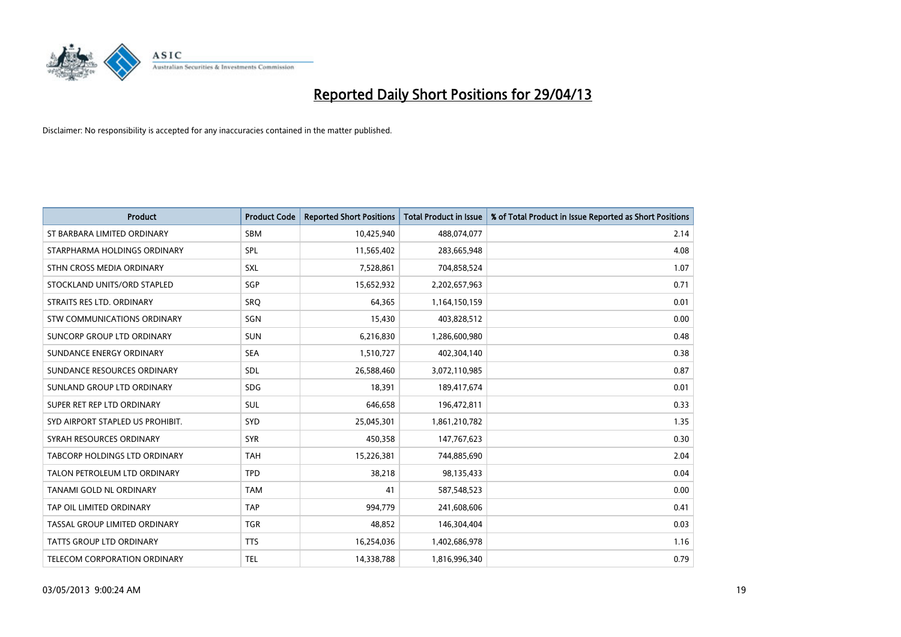# Reported Daily Short Positions for 29/04/13

Disclaimer: No responsibility is accepted for any inaccuracies contained in the matter published.

| Product | Product Code | Reported Short Positions | Total Product in Issue | % of Total Product in Issue Reported as Short Positions |
|---|---|---|---|---|
| ST BARBARA LIMITED ORDINARY | SBM | 10,425,940 | 488,074,077 | 2.14 |
| STARPHARMA HOLDINGS ORDINARY | SPL | 11,565,402 | 283,665,948 | 4.08 |
| STHN CROSS MEDIA ORDINARY | SXL | 7,528,861 | 704,858,524 | 1.07 |
| STOCKLAND UNITS/ORD STAPLED | SGP | 15,652,932 | 2,202,657,963 | 0.71 |
| STRAITS RES LTD. ORDINARY | SRQ | 64,365 | 1,164,150,159 | 0.01 |
| STW COMMUNICATIONS ORDINARY | SGN | 15,430 | 403,828,512 | 0.00 |
| SUNCORP GROUP LTD ORDINARY | SUN | 6,216,830 | 1,286,600,980 | 0.48 |
| SUNDANCE ENERGY ORDINARY | SEA | 1,510,727 | 402,304,140 | 0.38 |
| SUNDANCE RESOURCES ORDINARY | SDL | 26,588,460 | 3,072,110,985 | 0.87 |
| SUNLAND GROUP LTD ORDINARY | SDG | 18,391 | 189,417,674 | 0.01 |
| SUPER RET REP LTD ORDINARY | SUL | 646,658 | 196,472,811 | 0.33 |
| SYD AIRPORT STAPLED US PROHIBIT. | SYD | 25,045,301 | 1,861,210,782 | 1.35 |
| SYRAH RESOURCES ORDINARY | SYR | 450,358 | 147,767,623 | 0.30 |
| TABCORP HOLDINGS LTD ORDINARY | TAH | 15,226,381 | 744,885,690 | 2.04 |
| TALON PETROLEUM LTD ORDINARY | TPD | 38,218 | 98,135,433 | 0.04 |
| TANAMI GOLD NL ORDINARY | TAM | 41 | 587,548,523 | 0.00 |
| TAP OIL LIMITED ORDINARY | TAP | 994,779 | 241,608,606 | 0.41 |
| TASSAL GROUP LIMITED ORDINARY | TGR | 48,852 | 146,304,404 | 0.03 |
| TATTS GROUP LTD ORDINARY | TTS | 16,254,036 | 1,402,686,978 | 1.16 |
| TELECOM CORPORATION ORDINARY | TEL | 14,338,788 | 1,816,996,340 | 0.79 |

03/05/2013 9:00:24 AM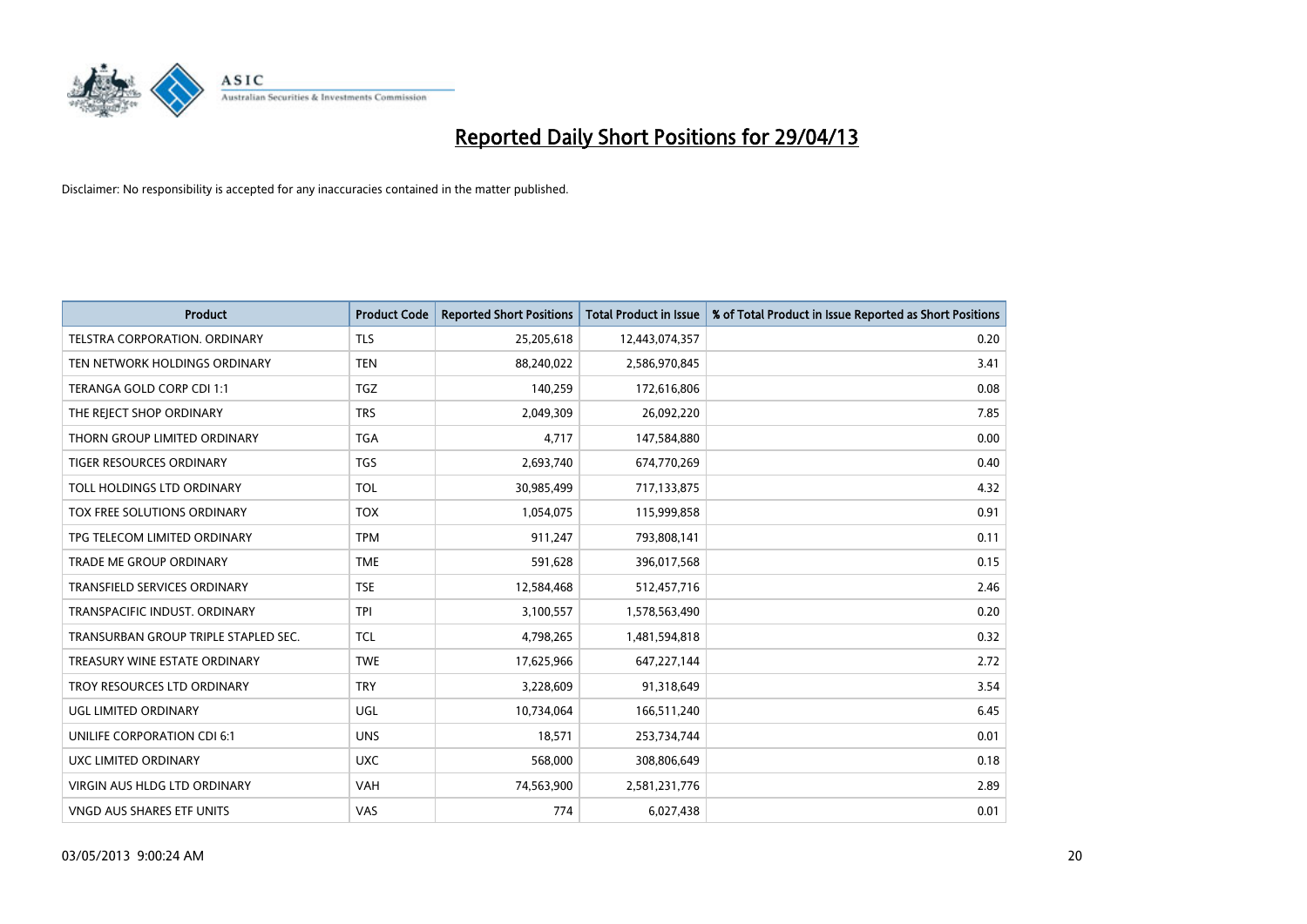# Reported Daily Short Positions for 29/04/13

Disclaimer: No responsibility is accepted for any inaccuracies contained in the matter published.

| Product | Product Code | Reported Short Positions | Total Product in Issue | % of Total Product in Issue Reported as Short Positions |
|---|---|---|---|---|
| TELSTRA CORPORATION. ORDINARY | TLS | 25,205,618 | 12,443,074,357 | 0.20 |
| TEN NETWORK HOLDINGS ORDINARY | TEN | 88,240,022 | 2,586,970,845 | 3.41 |
| TERANGA GOLD CORP CDI 1:1 | TGZ | 140,259 | 172,616,806 | 0.08 |
| THE REJECT SHOP ORDINARY | TRS | 2,049,309 | 26,092,220 | 7.85 |
| THORN GROUP LIMITED ORDINARY | TGA | 4,717 | 147,584,880 | 0.00 |
| TIGER RESOURCES ORDINARY | TGS | 2,693,740 | 674,770,269 | 0.40 |
| TOLL HOLDINGS LTD ORDINARY | TOL | 30,985,499 | 717,133,875 | 4.32 |
| TOX FREE SOLUTIONS ORDINARY | TOX | 1,054,075 | 115,999,858 | 0.91 |
| TPG TELECOM LIMITED ORDINARY | TPM | 911,247 | 793,808,141 | 0.11 |
| TRADE ME GROUP ORDINARY | TME | 591,628 | 396,017,568 | 0.15 |
| TRANSFIELD SERVICES ORDINARY | TSE | 12,584,468 | 512,457,716 | 2.46 |
| TRANSPACIFIC INDUST. ORDINARY | TPI | 3,100,557 | 1,578,563,490 | 0.20 |
| TRANSURBAN GROUP TRIPLE STAPLED SEC. | TCL | 4,798,265 | 1,481,594,818 | 0.32 |
| TREASURY WINE ESTATE ORDINARY | TWE | 17,625,966 | 647,227,144 | 2.72 |
| TROY RESOURCES LTD ORDINARY | TRY | 3,228,609 | 91,318,649 | 3.54 |
| UGL LIMITED ORDINARY | UGL | 10,734,064 | 166,511,240 | 6.45 |
| UNILIFE CORPORATION CDI 6:1 | UNS | 18,571 | 253,734,744 | 0.01 |
| UXC LIMITED ORDINARY | UXC | 568,000 | 308,806,649 | 0.18 |
| VIRGIN AUS HLDG LTD ORDINARY | VAH | 74,563,900 | 2,581,231,776 | 2.89 |
| VNGD AUS SHARES ETF UNITS | VAS | 774 | 6,027,438 | 0.01 |

03/05/2013 9:00:24 AM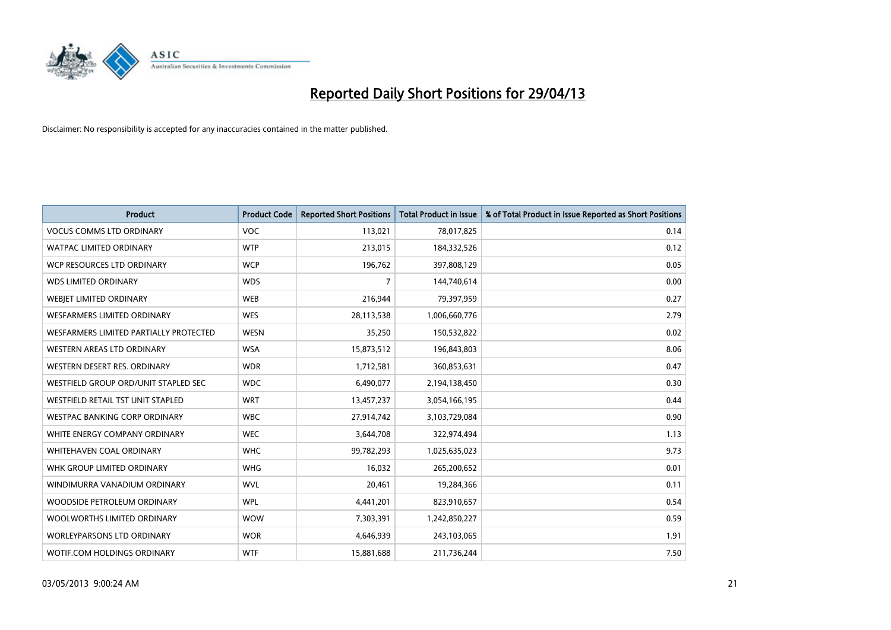# Reported Daily Short Positions for 29/04/13

Disclaimer: No responsibility is accepted for any inaccuracies contained in the matter published.

| Product | Product Code | Reported Short Positions | Total Product in Issue | % of Total Product in Issue Reported as Short Positions |
|---|---|---|---|---|
| VOCUS COMMS LTD ORDINARY | VOC | 113,021 | 78,017,825 | 0.14 |
| WATPAC LIMITED ORDINARY | WTP | 213,015 | 184,332,526 | 0.12 |
| WCP RESOURCES LTD ORDINARY | WCP | 196,762 | 397,808,129 | 0.05 |
| WDS LIMITED ORDINARY | WDS | 7 | 144,740,614 | 0.00 |
| WEBJET LIMITED ORDINARY | WEB | 216,944 | 79,397,959 | 0.27 |
| WESFARMERS LIMITED ORDINARY | WES | 28,113,538 | 1,006,660,776 | 2.79 |
| WESFARMERS LIMITED PARTIALLY PROTECTED | WESN | 35,250 | 150,532,822 | 0.02 |
| WESTERN AREAS LTD ORDINARY | WSA | 15,873,512 | 196,843,803 | 8.06 |
| WESTERN DESERT RES. ORDINARY | WDR | 1,712,581 | 360,853,631 | 0.47 |
| WESTFIELD GROUP ORD/UNIT STAPLED SEC | WDC | 6,490,077 | 2,194,138,450 | 0.30 |
| WESTFIELD RETAIL TST UNIT STAPLED | WRT | 13,457,237 | 3,054,166,195 | 0.44 |
| WESTPAC BANKING CORP ORDINARY | WBC | 27,914,742 | 3,103,729,084 | 0.90 |
| WHITE ENERGY COMPANY ORDINARY | WEC | 3,644,708 | 322,974,494 | 1.13 |
| WHITEHAVEN COAL ORDINARY | WHC | 99,782,293 | 1,025,635,023 | 9.73 |
| WHK GROUP LIMITED ORDINARY | WHG | 16,032 | 265,200,652 | 0.01 |
| WINDIMURRA VANADIUM ORDINARY | WVL | 20,461 | 19,284,366 | 0.11 |
| WOODSIDE PETROLEUM ORDINARY | WPL | 4,441,201 | 823,910,657 | 0.54 |
| WOOLWORTHS LIMITED ORDINARY | WOW | 7,303,391 | 1,242,850,227 | 0.59 |
| WORLEYPARSONS LTD ORDINARY | WOR | 4,646,939 | 243,103,065 | 1.91 |
| WOTIF.COM HOLDINGS ORDINARY | WTF | 15,881,688 | 211,736,244 | 7.50 |

03/05/2013 9:00:24 AM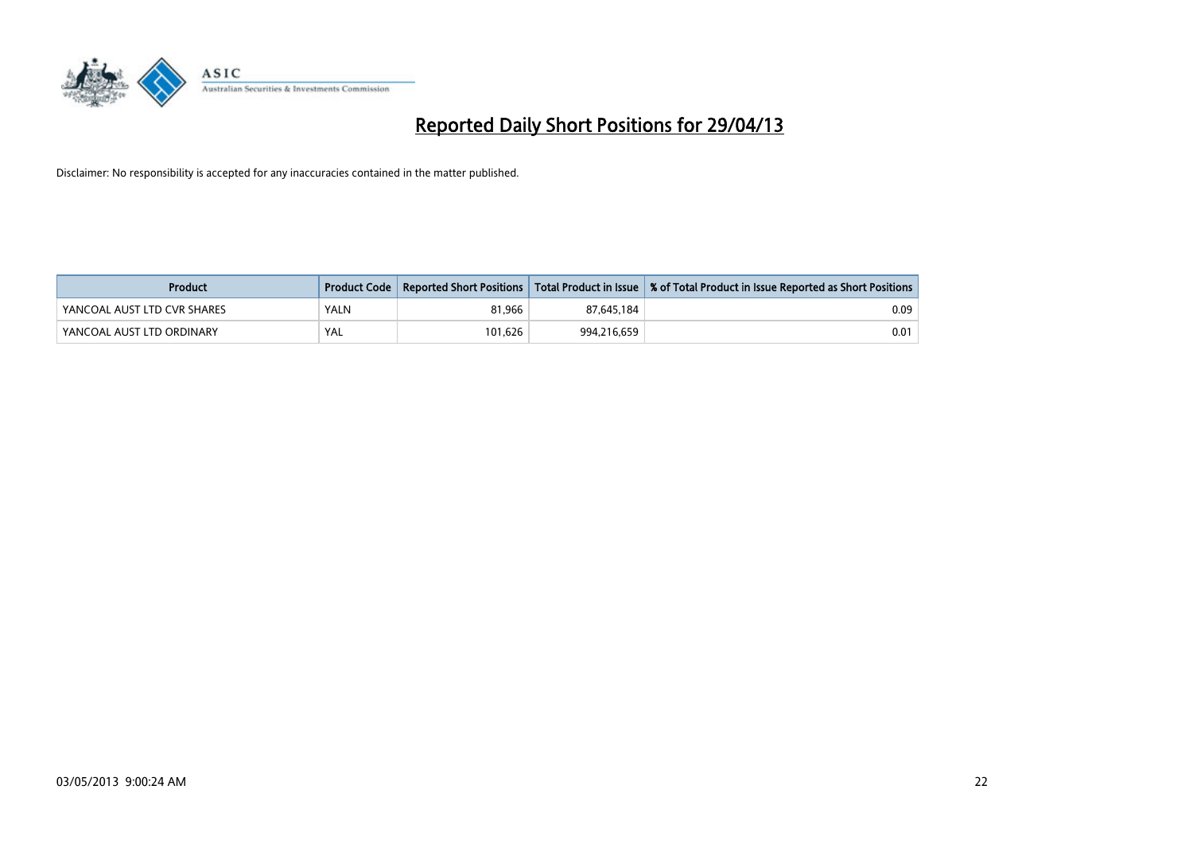# Reported Daily Short Positions for 29/04/13

Disclaimer: No responsibility is accepted for any inaccuracies contained in the matter published.

| Product | Product Code | Reported Short Positions | Total Product in Issue | % of Total Product in Issue Reported as Short Positions |
|---|---|---|---|---|
| YANCOAL AUST LTD CVR SHARES | YALN | 81,966 | 87,645,184 | 0.09 |
| YANCOAL AUST LTD ORDINARY | YAL | 101,626 | 994,216,659 | 0.01 |

03/05/2013 9:00:24 AM